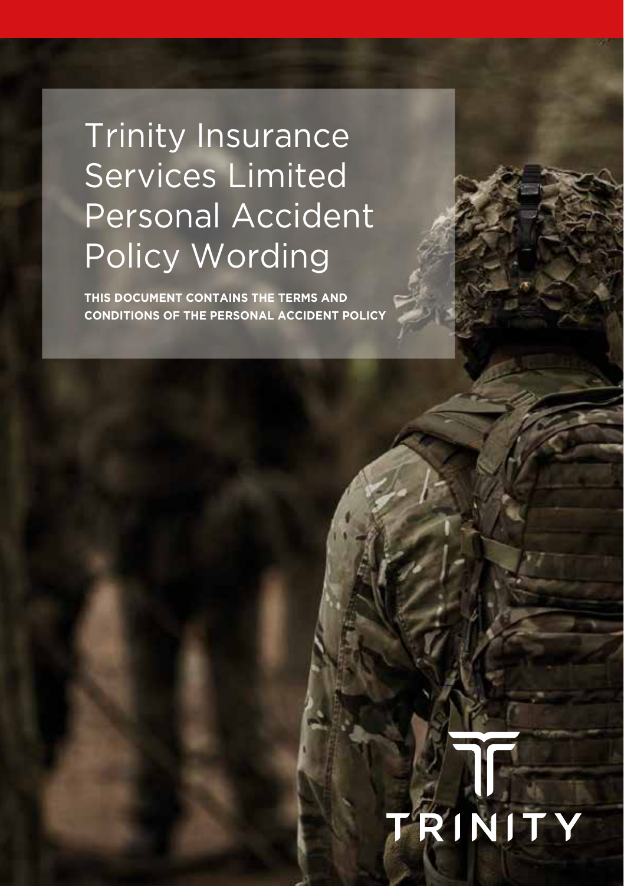# Trinity Insurance Services Limited Personal Accident Policy Wording

**THIS DOCUMENT CONTAINS THE TERMS AND CONDITIONS OF THE PERSONAL ACCIDENT POLICY**

TRINITY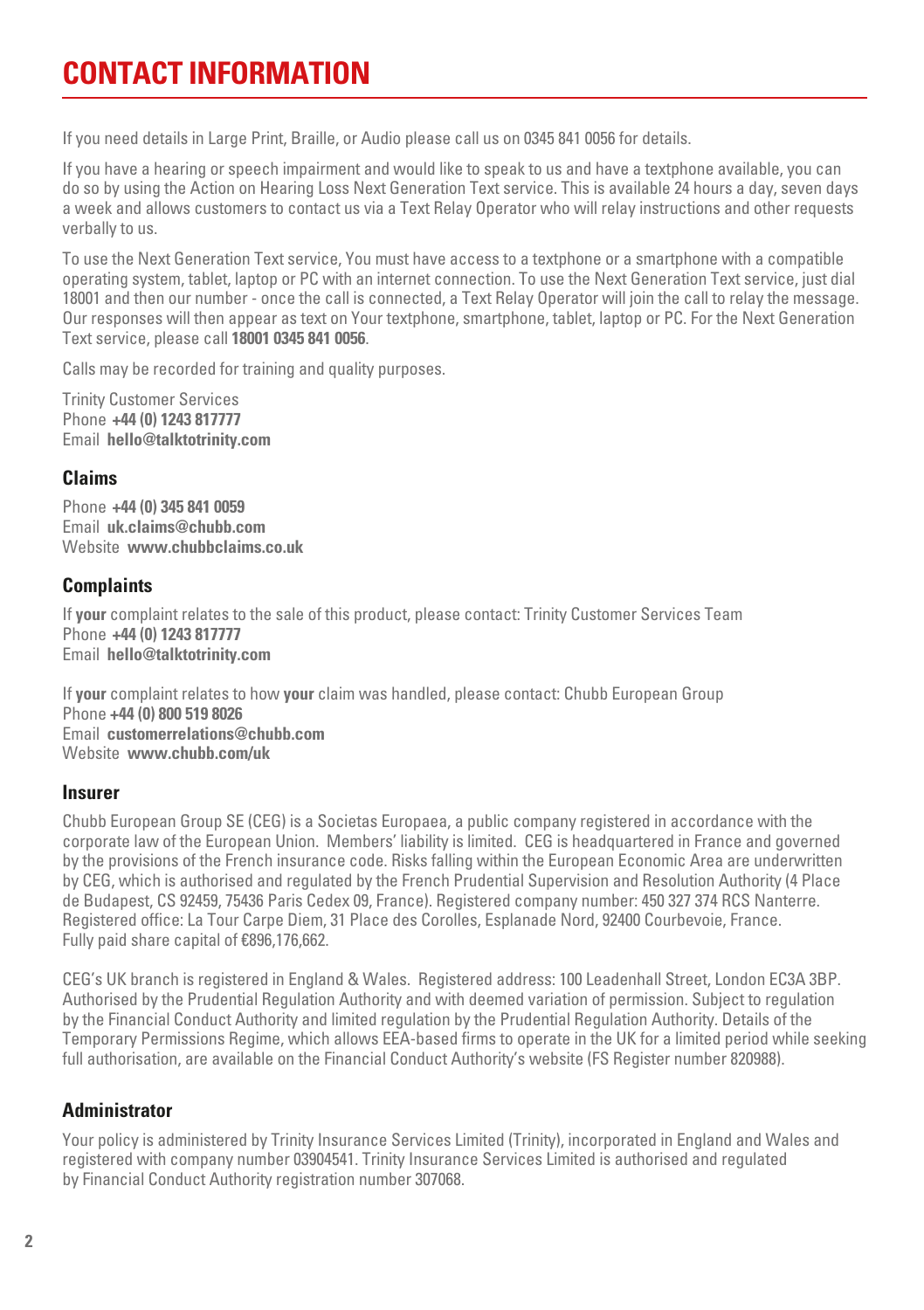# CONTACT INFORMATION

If you need details in Large Print, Braille, or Audio please call us on 0345 841 0056 for details.

If you have a hearing or speech impairment and would like to speak to us and have a textphone available, you can do so by using the Action on Hearing Loss Next Generation Text service. This is available 24 hours a day, seven days a week and allows customers to contact us via a Text Relay Operator who will relay instructions and other requests verbally to us.

To use the Next Generation Text service, You must have access to a textphone or a smartphone with a compatible operating system, tablet, laptop or PC with an internet connection. To use the Next Generation Text service, just dial 18001 and then our number - once the call is connected, a Text Relay Operator will join the call to relay the message. Our responses will then appear as text on Your textphone, smartphone, tablet, laptop or PC. For the Next Generation Text service, please call **18001 0345 841 0056**.

Calls may be recorded for training and quality purposes.

Trinity Customer Services
Phone **+44 (0) 1243 817777**
Email **hello@talktotrinity.com**

### Claims

Phone **+44 (0) 345 841 0059**
Email **uk.claims@chubb.com**
Website **www.chubbclaims.co.uk**

### Complaints

If **your** complaint relates to the sale of this product, please contact: Trinity Customer Services Team
Phone **+44 (0) 1243 817777**
Email **hello@talktotrinity.com**

If **your** complaint relates to how **your** claim was handled, please contact: Chubb European Group
Phone **+44 (0) 800 519 8026**
Email **customerrelations@chubb.com**
Website **www.chubb.com/uk**

### Insurer

Chubb European Group SE (CEG) is a Societas Europaea, a public company registered in accordance with the corporate law of the European Union. Members' liability is limited. CEG is headquartered in France and governed by the provisions of the French insurance code. Risks falling within the European Economic Area are underwritten by CEG, which is authorised and regulated by the French Prudential Supervision and Resolution Authority (4 Place de Budapest, CS 92459, 75436 Paris Cedex 09, France). Registered company number: 450 327 374 RCS Nanterre. Registered office: La Tour Carpe Diem, 31 Place des Corolles, Esplanade Nord, 92400 Courbevoie, France. Fully paid share capital of €896,176,662.

CEG's UK branch is registered in England & Wales. Registered address: 100 Leadenhall Street, London EC3A 3BP. Authorised by the Prudential Regulation Authority and with deemed variation of permission. Subject to regulation by the Financial Conduct Authority and limited regulation by the Prudential Regulation Authority. Details of the Temporary Permissions Regime, which allows EEA-based firms to operate in the UK for a limited period while seeking full authorisation, are available on the Financial Conduct Authority's website (FS Register number 820988).

### Administrator

Your policy is administered by Trinity Insurance Services Limited (Trinity), incorporated in England and Wales and registered with company number 03904541. Trinity Insurance Services Limited is authorised and regulated by Financial Conduct Authority registration number 307068.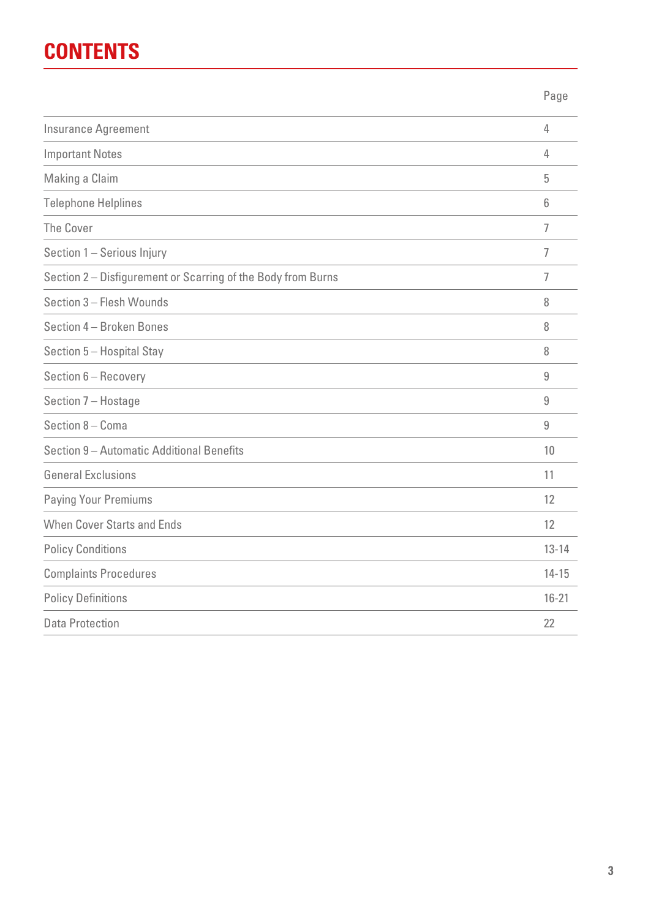# CONTENTS

| | Page |
|---|---|
| Insurance Agreement | 4 |
| Important Notes | 4 |
| Making a Claim | 5 |
| Telephone Helplines | 6 |
| The Cover | 7 |
| Section 1 – Serious Injury | 7 |
| Section 2 – Disfigurement or Scarring of the Body from Burns | 7 |
| Section 3 – Flesh Wounds | 8 |
| Section 4 – Broken Bones | 8 |
| Section 5 – Hospital Stay | 8 |
| Section 6 – Recovery | 9 |
| Section 7 – Hostage | 9 |
| Section 8 – Coma | 9 |
| Section 9 – Automatic Additional Benefits | 10 |
| General Exclusions | 11 |
| Paying Your Premiums | 12 |
| When Cover Starts and Ends | 12 |
| Policy Conditions | 13-14 |
| Complaints Procedures | 14-15 |
| Policy Definitions | 16-21 |
| Data Protection | 22 |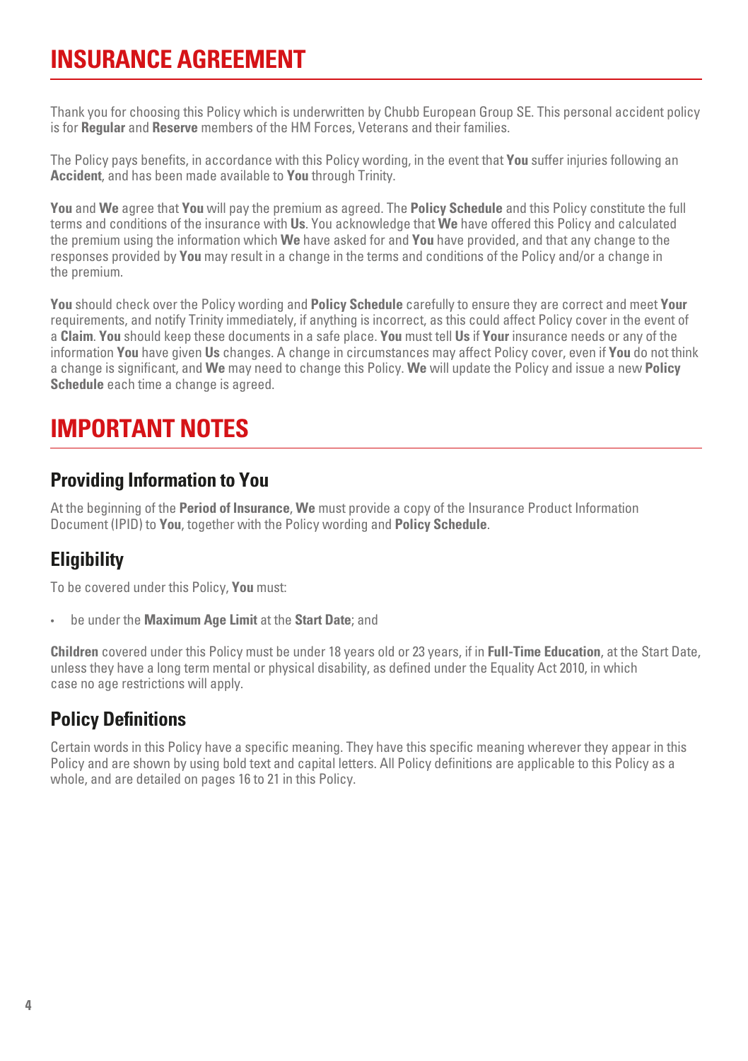# INSURANCE AGREEMENT

Thank you for choosing this Policy which is underwritten by Chubb European Group SE. This personal accident policy is for **Regular** and **Reserve** members of the HM Forces, Veterans and their families.

The Policy pays benefits, in accordance with this Policy wording, in the event that **You** suffer injuries following an **Accident**, and has been made available to **You** through Trinity.

**You** and **We** agree that **You** will pay the premium as agreed. The **Policy Schedule** and this Policy constitute the full terms and conditions of the insurance with **Us**. You acknowledge that **We** have offered this Policy and calculated the premium using the information which **We** have asked for and **You** have provided, and that any change to the responses provided by **You** may result in a change in the terms and conditions of the Policy and/or a change in the premium.

**You** should check over the Policy wording and **Policy Schedule** carefully to ensure they are correct and meet **Your** requirements, and notify Trinity immediately, if anything is incorrect, as this could affect Policy cover in the event of a **Claim**. **You** should keep these documents in a safe place. **You** must tell **Us** if **Your** insurance needs or any of the information **You** have given **Us** changes. A change in circumstances may affect Policy cover, even if **You** do not think a change is significant, and **We** may need to change this Policy. **We** will update the Policy and issue a new **Policy Schedule** each time a change is agreed.

# IMPORTANT NOTES

## Providing Information to You

At the beginning of the **Period of Insurance**, **We** must provide a copy of the Insurance Product Information Document (IPID) to **You**, together with the Policy wording and **Policy Schedule**.

## Eligibility

To be covered under this Policy, **You** must:

- be under the **Maximum Age Limit** at the **Start Date**; and

**Children** covered under this Policy must be under 18 years old or 23 years, if in **Full-Time Education**, at the Start Date, unless they have a long term mental or physical disability, as defined under the Equality Act 2010, in which case no age restrictions will apply.

## Policy Definitions

Certain words in this Policy have a specific meaning. They have this specific meaning wherever they appear in this Policy and are shown by using bold text and capital letters. All Policy definitions are applicable to this Policy as a whole, and are detailed on pages 16 to 21 in this Policy.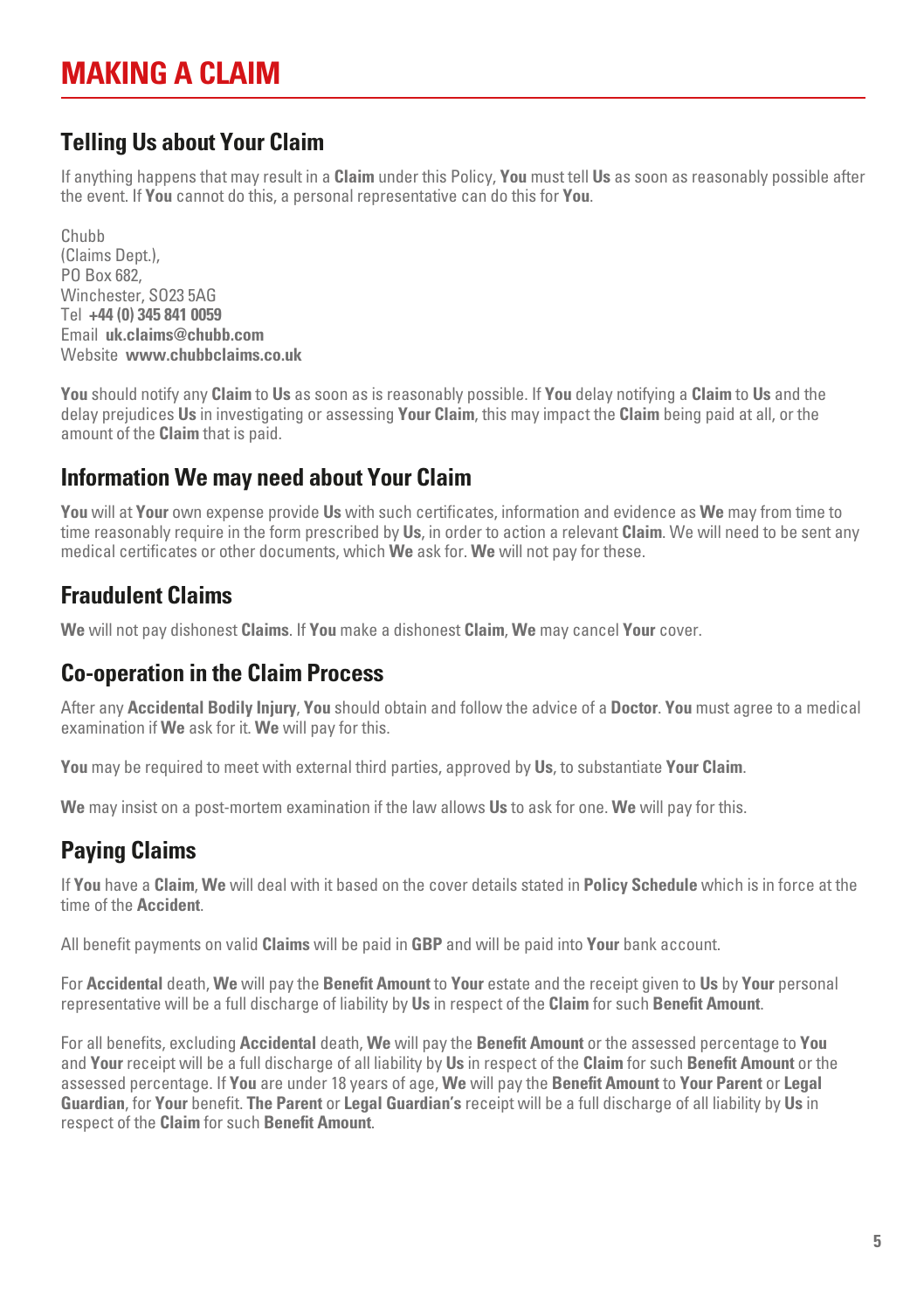# MAKING A CLAIM

## Telling Us about Your Claim

If anything happens that may result in a **Claim** under this Policy, **You** must tell **Us** as soon as reasonably possible after the event. If **You** cannot do this, a personal representative can do this for **You**.

Chubb
(Claims Dept.),
PO Box 682,
Winchester, SO23 5AG
Tel **+44 (0) 345 841 0059**
Email **uk.claims@chubb.com**
Website **www.chubbclaims.co.uk**

**You** should notify any **Claim** to **Us** as soon as is reasonably possible. If **You** delay notifying a **Claim** to **Us** and the delay prejudices **Us** in investigating or assessing **Your Claim**, this may impact the **Claim** being paid at all, or the amount of the **Claim** that is paid.

## Information We may need about Your Claim

**You** will at **Your** own expense provide **Us** with such certificates, information and evidence as **We** may from time to time reasonably require in the form prescribed by **Us**, in order to action a relevant **Claim**. We will need to be sent any medical certificates or other documents, which **We** ask for. **We** will not pay for these.

## Fraudulent Claims

**We** will not pay dishonest **Claims**. If **You** make a dishonest **Claim**, **We** may cancel **Your** cover.

## Co-operation in the Claim Process

After any **Accidental Bodily Injury**, **You** should obtain and follow the advice of a **Doctor**. **You** must agree to a medical examination if **We** ask for it. **We** will pay for this.

**You** may be required to meet with external third parties, approved by **Us**, to substantiate **Your Claim**.

**We** may insist on a post-mortem examination if the law allows **Us** to ask for one. **We** will pay for this.

## Paying Claims

If **You** have a **Claim**, **We** will deal with it based on the cover details stated in **Policy Schedule** which is in force at the time of the **Accident**.

All benefit payments on valid **Claims** will be paid in **GBP** and will be paid into **Your** bank account.

For **Accidental** death, **We** will pay the **Benefit Amount** to **Your** estate and the receipt given to **Us** by **Your** personal representative will be a full discharge of liability by **Us** in respect of the **Claim** for such **Benefit Amount**.

For all benefits, excluding **Accidental** death, **We** will pay the **Benefit Amount** or the assessed percentage to **You** and **Your** receipt will be a full discharge of all liability by **Us** in respect of the **Claim** for such **Benefit Amount** or the assessed percentage. If **You** are under 18 years of age, **We** will pay the **Benefit Amount** to **Your Parent** or **Legal Guardian**, for **Your** benefit. **The Parent** or **Legal Guardian's** receipt will be a full discharge of all liability by **Us** in respect of the **Claim** for such **Benefit Amount**.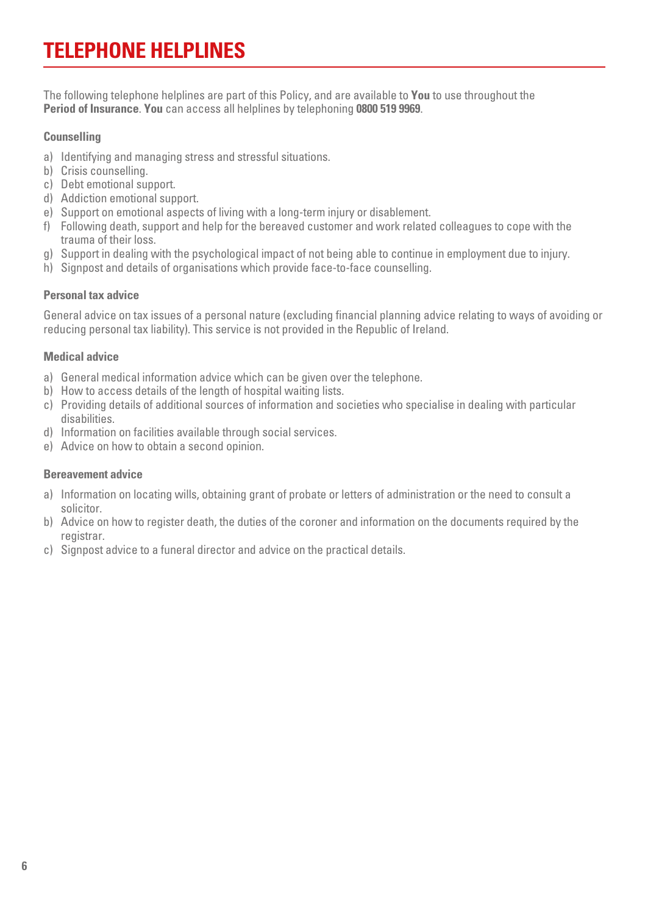# TELEPHONE HELPLINES

The following telephone helplines are part of this Policy, and are available to **You** to use throughout the **Period of Insurance**. **You** can access all helplines by telephoning **0800 519 9969**.

**Counselling**

a) Identifying and managing stress and stressful situations.
b) Crisis counselling.
c) Debt emotional support.
d) Addiction emotional support.
e) Support on emotional aspects of living with a long-term injury or disablement.
f) Following death, support and help for the bereaved customer and work related colleagues to cope with the trauma of their loss.
g) Support in dealing with the psychological impact of not being able to continue in employment due to injury.
h) Signpost and details of organisations which provide face-to-face counselling.

**Personal tax advice**

General advice on tax issues of a personal nature (excluding financial planning advice relating to ways of avoiding or reducing personal tax liability). This service is not provided in the Republic of Ireland.

**Medical advice**

a) General medical information advice which can be given over the telephone.
b) How to access details of the length of hospital waiting lists.
c) Providing details of additional sources of information and societies who specialise in dealing with particular disabilities.
d) Information on facilities available through social services.
e) Advice on how to obtain a second opinion.

**Bereavement advice**

a) Information on locating wills, obtaining grant of probate or letters of administration or the need to consult a solicitor.
b) Advice on how to register death, the duties of the coroner and information on the documents required by the registrar.
c) Signpost advice to a funeral director and advice on the practical details.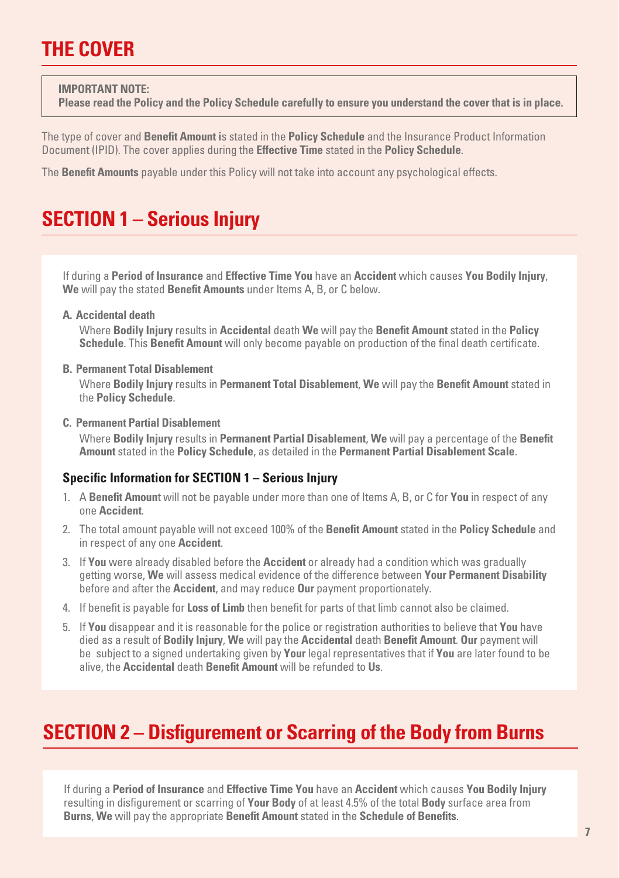# THE COVER

**IMPORTANT NOTE:**
**Please read the Policy and the Policy Schedule carefully to ensure you understand the cover that is in place.**

The type of cover and **Benefit Amount i**s stated in the **Policy Schedule** and the Insurance Product Information Document (IPID). The cover applies during the **Effective Time** stated in the **Policy Schedule**.

The **Benefit Amounts** payable under this Policy will not take into account any psychological effects.

# SECTION 1 – Serious Injury

If during a **Period of Insurance** and **Effective Time You** have an **Accident** which causes **You Bodily Injury**, **We** will pay the stated **Benefit Amounts** under Items A, B, or C below.

**A. Accidental death**

Where **Bodily Injury** results in **Accidental** death **We** will pay the **Benefit Amount** stated in the **Policy Schedule**. This **Benefit Amount** will only become payable on production of the final death certificate.

**B. Permanent Total Disablement**

Where **Bodily Injury** results in **Permanent Total Disablement**, **We** will pay the **Benefit Amount** stated in the **Policy Schedule**.

**C. Permanent Partial Disablement**

Where **Bodily Injury** results in **Permanent Partial Disablement**, **We** will pay a percentage of the **Benefit Amount** stated in the **Policy Schedule**, as detailed in the **Permanent Partial Disablement Scale**.

### Specific Information for SECTION 1 – Serious Injury

1. A **Benefit Amoun**t will not be payable under more than one of Items A, B, or C for **You** in respect of any one **Accident**.
2. The total amount payable will not exceed 100% of the **Benefit Amount** stated in the **Policy Schedule** and in respect of any one **Accident**.
3. If **You** were already disabled before the **Accident** or already had a condition which was gradually getting worse, **We** will assess medical evidence of the difference between **Your Permanent Disability** before and after the **Accident**, and may reduce **Our** payment proportionately.
4. If benefit is payable for **Loss of Limb** then benefit for parts of that limb cannot also be claimed.
5. If **You** disappear and it is reasonable for the police or registration authorities to believe that **You** have died as a result of **Bodily Injury**, **We** will pay the **Accidental** death **Benefit Amount**. **Our** payment will be subject to a signed undertaking given by **Your** legal representatives that if **You** are later found to be alive, the **Accidental** death **Benefit Amount** will be refunded to **Us**.

# SECTION 2 – Disfigurement or Scarring of the Body from Burns

If during a **Period of Insurance** and **Effective Time You** have an **Accident** which causes **You Bodily Injury** resulting in disfigurement or scarring of **Your Body** of at least 4.5% of the total **Body** surface area from **Burns**, **We** will pay the appropriate **Benefit Amount** stated in the **Schedule of Benefits**.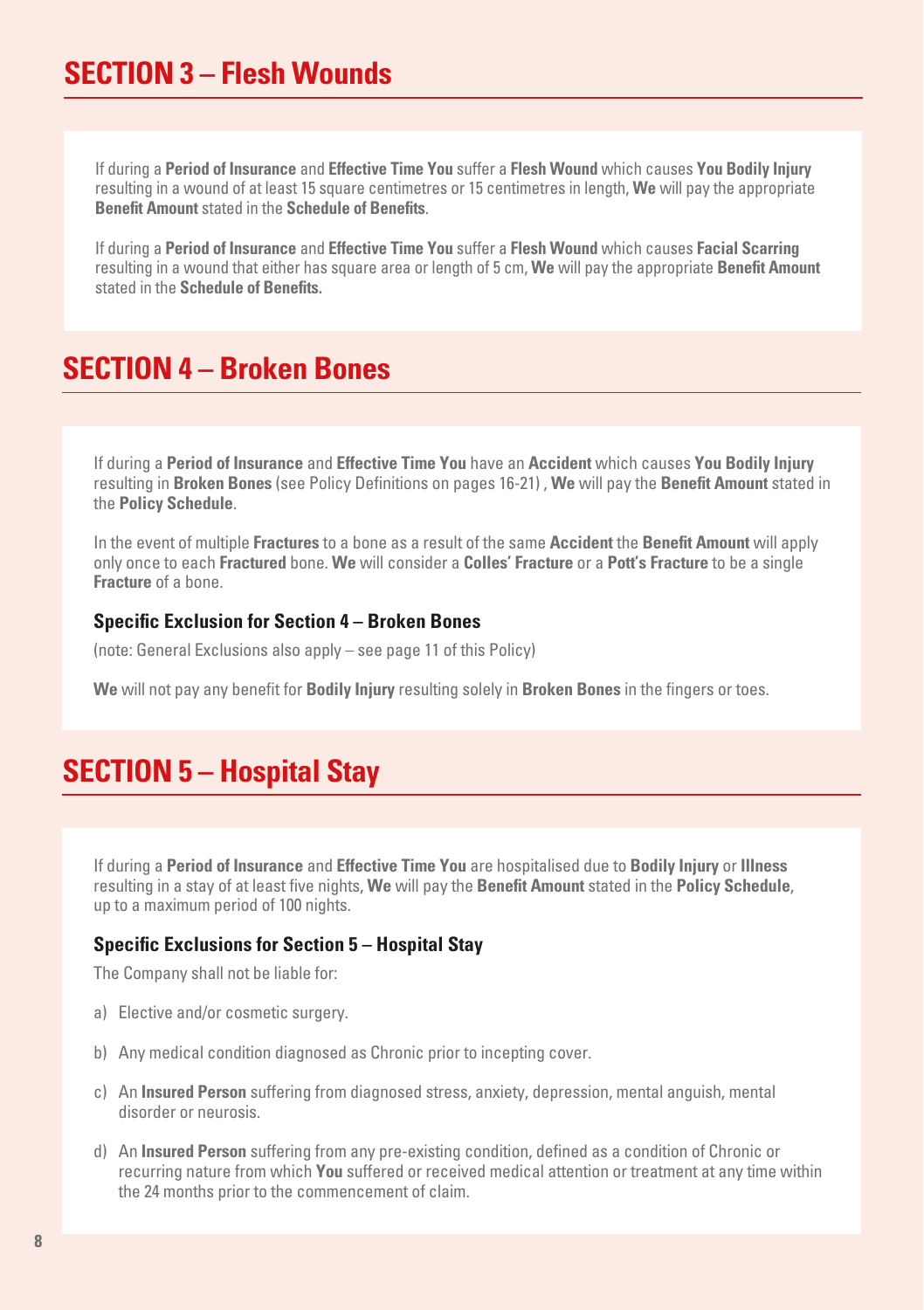## SECTION 3 – Flesh Wounds

If during a **Period of Insurance** and **Effective Time You** suffer a **Flesh Wound** which causes **You Bodily Injury** resulting in a wound of at least 15 square centimetres or 15 centimetres in length, **We** will pay the appropriate **Benefit Amount** stated in the **Schedule of Benefits**.

If during a **Period of Insurance** and **Effective Time You** suffer a **Flesh Wound** which causes **Facial Scarring** resulting in a wound that either has square area or length of 5 cm, **We** will pay the appropriate **Benefit Amount** stated in the **Schedule of Benefits.**

## SECTION 4 – Broken Bones

If during a **Period of Insurance** and **Effective Time You** have an **Accident** which causes **You Bodily Injury** resulting in **Broken Bones** (see Policy Definitions on pages 16-21) , **We** will pay the **Benefit Amount** stated in the **Policy Schedule**.

In the event of multiple **Fractures** to a bone as a result of the same **Accident** the **Benefit Amount** will apply only once to each **Fractured** bone. **We** will consider a **Colles' Fracture** or a **Pott's Fracture** to be a single **Fracture** of a bone.

### Specific Exclusion for Section 4 – Broken Bones

(note: General Exclusions also apply – see page 11 of this Policy)

**We** will not pay any benefit for **Bodily Injury** resulting solely in **Broken Bones** in the fingers or toes.

## SECTION 5 – Hospital Stay

If during a **Period of Insurance** and **Effective Time You** are hospitalised due to **Bodily Injury** or **Illness** resulting in a stay of at least five nights, **We** will pay the **Benefit Amount** stated in the **Policy Schedule**, up to a maximum period of 100 nights.

### Specific Exclusions for Section 5 – Hospital Stay

The Company shall not be liable for:

a) Elective and/or cosmetic surgery.

b) Any medical condition diagnosed as Chronic prior to incepting cover.

c) An **Insured Person** suffering from diagnosed stress, anxiety, depression, mental anguish, mental disorder or neurosis.

d) An **Insured Person** suffering from any pre-existing condition, defined as a condition of Chronic or recurring nature from which **You** suffered or received medical attention or treatment at any time within the 24 months prior to the commencement of claim.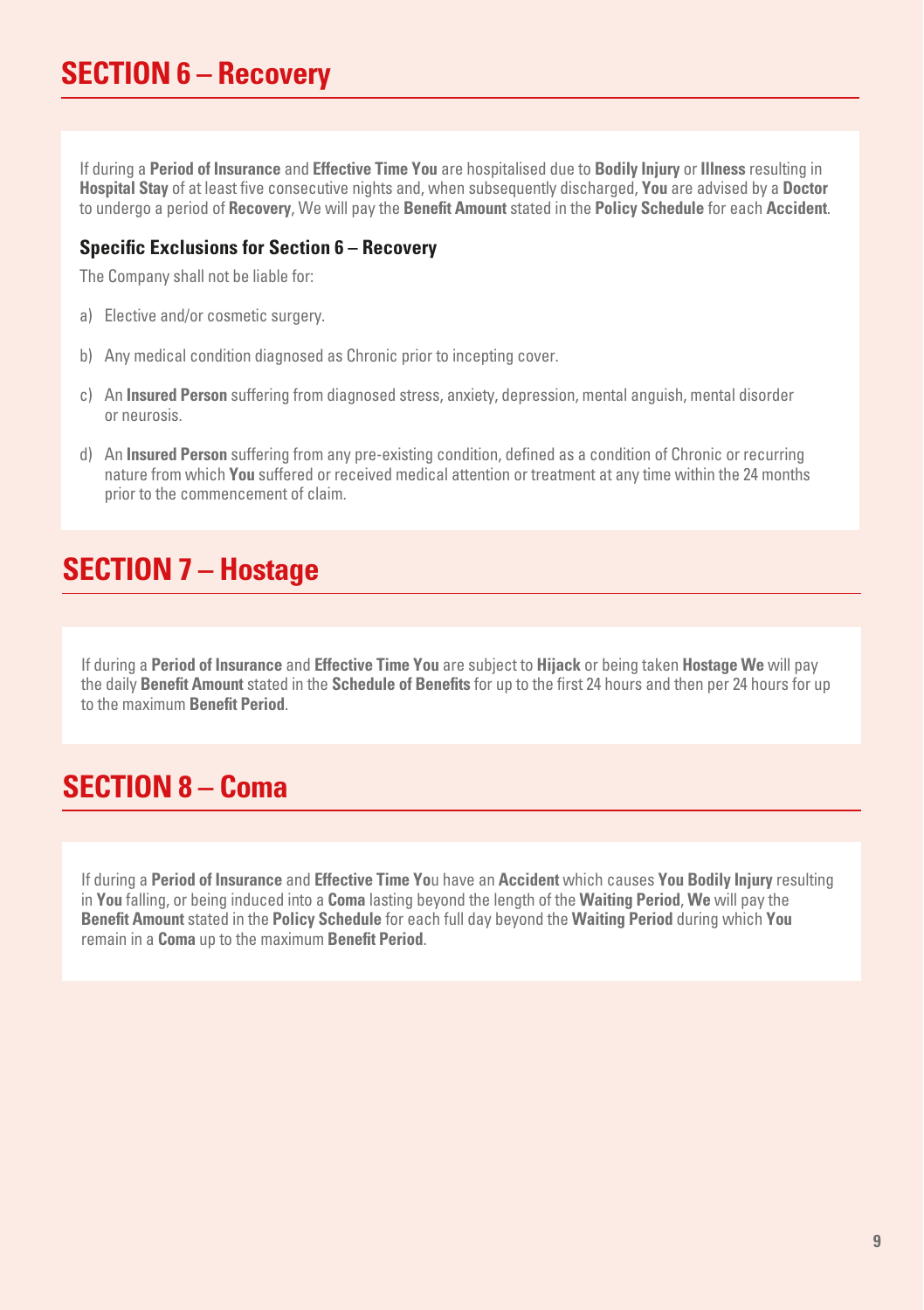## SECTION 6 – Recovery

If during a **Period of Insurance** and **Effective Time You** are hospitalised due to **Bodily Injury** or **Illness** resulting in **Hospital Stay** of at least five consecutive nights and, when subsequently discharged, **You** are advised by a **Doctor** to undergo a period of **Recovery**, We will pay the **Benefit Amount** stated in the **Policy Schedule** for each **Accident**.

### Specific Exclusions for Section 6 – Recovery

The Company shall not be liable for:

a) Elective and/or cosmetic surgery.

b) Any medical condition diagnosed as Chronic prior to incepting cover.

c) An **Insured Person** suffering from diagnosed stress, anxiety, depression, mental anguish, mental disorder or neurosis.

d) An **Insured Person** suffering from any pre-existing condition, defined as a condition of Chronic or recurring nature from which **You** suffered or received medical attention or treatment at any time within the 24 months prior to the commencement of claim.

## SECTION 7 – Hostage

If during a **Period of Insurance** and **Effective Time You** are subject to **Hijack** or being taken **Hostage We** will pay the daily **Benefit Amount** stated in the **Schedule of Benefits** for up to the first 24 hours and then per 24 hours for up to the maximum **Benefit Period**.

## SECTION 8 – Coma

If during a **Period of Insurance** and **Effective Time You** have an **Accident** which causes **You Bodily Injury** resulting in **You** falling, or being induced into a **Coma** lasting beyond the length of the **Waiting Period**, **We** will pay the **Benefit Amount** stated in the **Policy Schedule** for each full day beyond the **Waiting Period** during which **You** remain in a **Coma** up to the maximum **Benefit Period**.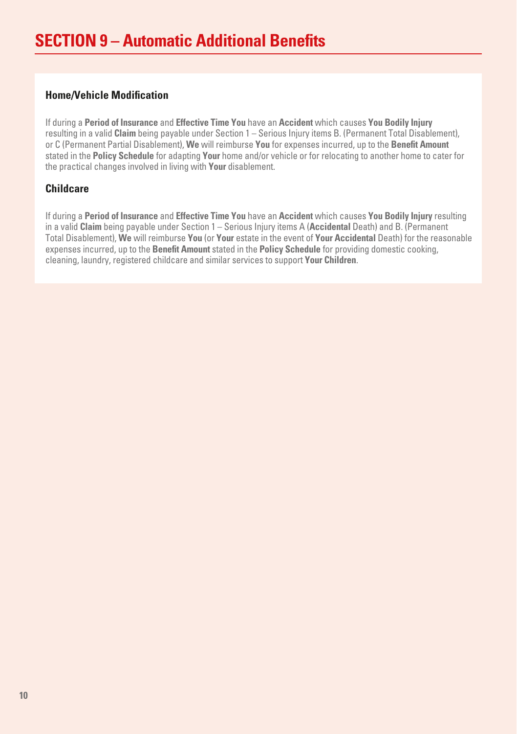# SECTION 9 – Automatic Additional Benefits

### Home/Vehicle Modification

If during a **Period of Insurance** and **Effective Time You** have an **Accident** which causes **You Bodily Injury** resulting in a valid **Claim** being payable under Section 1 – Serious Injury items B. (Permanent Total Disablement), or C (Permanent Partial Disablement), **We** will reimburse **You** for expenses incurred, up to the **Benefit Amount** stated in the **Policy Schedule** for adapting **Your** home and/or vehicle or for relocating to another home to cater for the practical changes involved in living with **Your** disablement.

### Childcare

If during a **Period of Insurance** and **Effective Time You** have an **Accident** which causes **You Bodily Injury** resulting in a valid **Claim** being payable under Section 1 – Serious Injury items A (**Accidental** Death) and B. (Permanent Total Disablement), **We** will reimburse **You** (or **Your** estate in the event of **Your Accidental** Death) for the reasonable expenses incurred, up to the **Benefit Amount** stated in the **Policy Schedule** for providing domestic cooking, cleaning, laundry, registered childcare and similar services to support **Your Children**.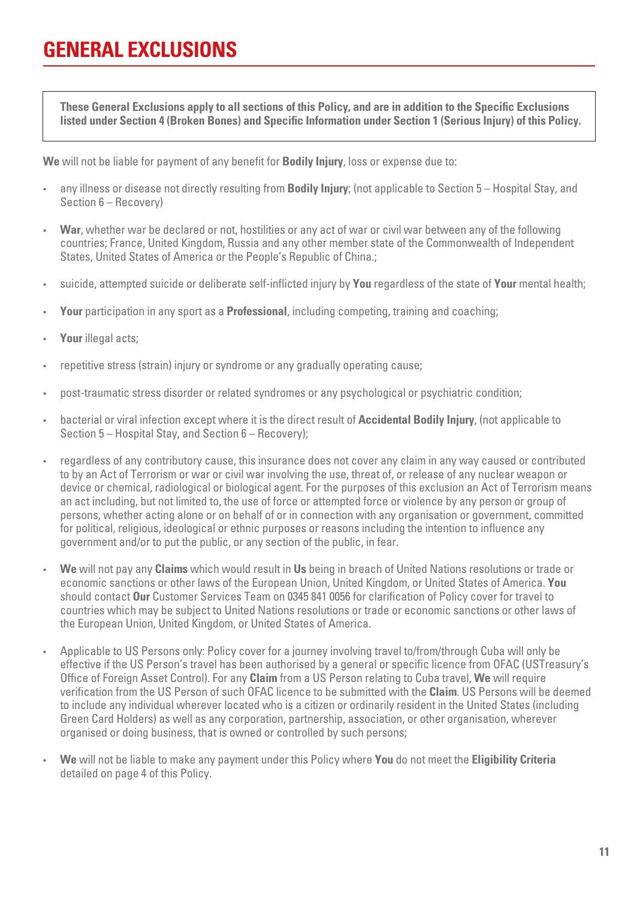# GENERAL EXCLUSIONS

**These General Exclusions apply to all sections of this Policy, and are in addition to the Specific Exclusions listed under Section 4 (Broken Bones) and Specific Information under Section 1 (Serious Injury) of this Policy.**

**We** will not be liable for payment of any benefit for **Bodily Injury**, loss or expense due to:

- any illness or disease not directly resulting from **Bodily Injury**; (not applicable to Section 5 – Hospital Stay, and Section 6 – Recovery)
- **War**, whether war be declared or not, hostilities or any act of war or civil war between any of the following countries; France, United Kingdom, Russia and any other member state of the Commonwealth of Independent States, United States of America or the People's Republic of China.;
- suicide, attempted suicide or deliberate self-inflicted injury by **You** regardless of the state of **Your** mental health;
- **Your** participation in any sport as a **Professional**, including competing, training and coaching;
- **Your** illegal acts;
- repetitive stress (strain) injury or syndrome or any gradually operating cause;
- post-traumatic stress disorder or related syndromes or any psychological or psychiatric condition;
- bacterial or viral infection except where it is the direct result of **Accidental Bodily Injury**, (not applicable to Section 5 – Hospital Stay, and Section 6 – Recovery);
- regardless of any contributory cause, this insurance does not cover any claim in any way caused or contributed to by an Act of Terrorism or war or civil war involving the use, threat of, or release of any nuclear weapon or device or chemical, radiological or biological agent. For the purposes of this exclusion an Act of Terrorism means an act including, but not limited to, the use of force or attempted force or violence by any person or group of persons, whether acting alone or on behalf of or in connection with any organisation or government, committed for political, religious, ideological or ethnic purposes or reasons including the intention to influence any government and/or to put the public, or any section of the public, in fear.
- **We** will not pay any **Claims** which would result in **Us** being in breach of United Nations resolutions or trade or economic sanctions or other laws of the European Union, United Kingdom, or United States of America. **You** should contact **Our** Customer Services Team on 0345 841 0056 for clarification of Policy cover for travel to countries which may be subject to United Nations resolutions or trade or economic sanctions or other laws of the European Union, United Kingdom, or United States of America.
- Applicable to US Persons only: Policy cover for a journey involving travel to/from/through Cuba will only be effective if the US Person's travel has been authorised by a general or specific licence from OFAC (USTreasury's Office of Foreign Asset Control). For any **Claim** from a US Person relating to Cuba travel, **We** will require verification from the US Person of such OFAC licence to be submitted with the **Claim**. US Persons will be deemed to include any individual wherever located who is a citizen or ordinarily resident in the United States (including Green Card Holders) as well as any corporation, partnership, association, or other organisation, wherever organised or doing business, that is owned or controlled by such persons;
- **We** will not be liable to make any payment under this Policy where **You** do not meet the **Eligibility Criteria** detailed on page 4 of this Policy.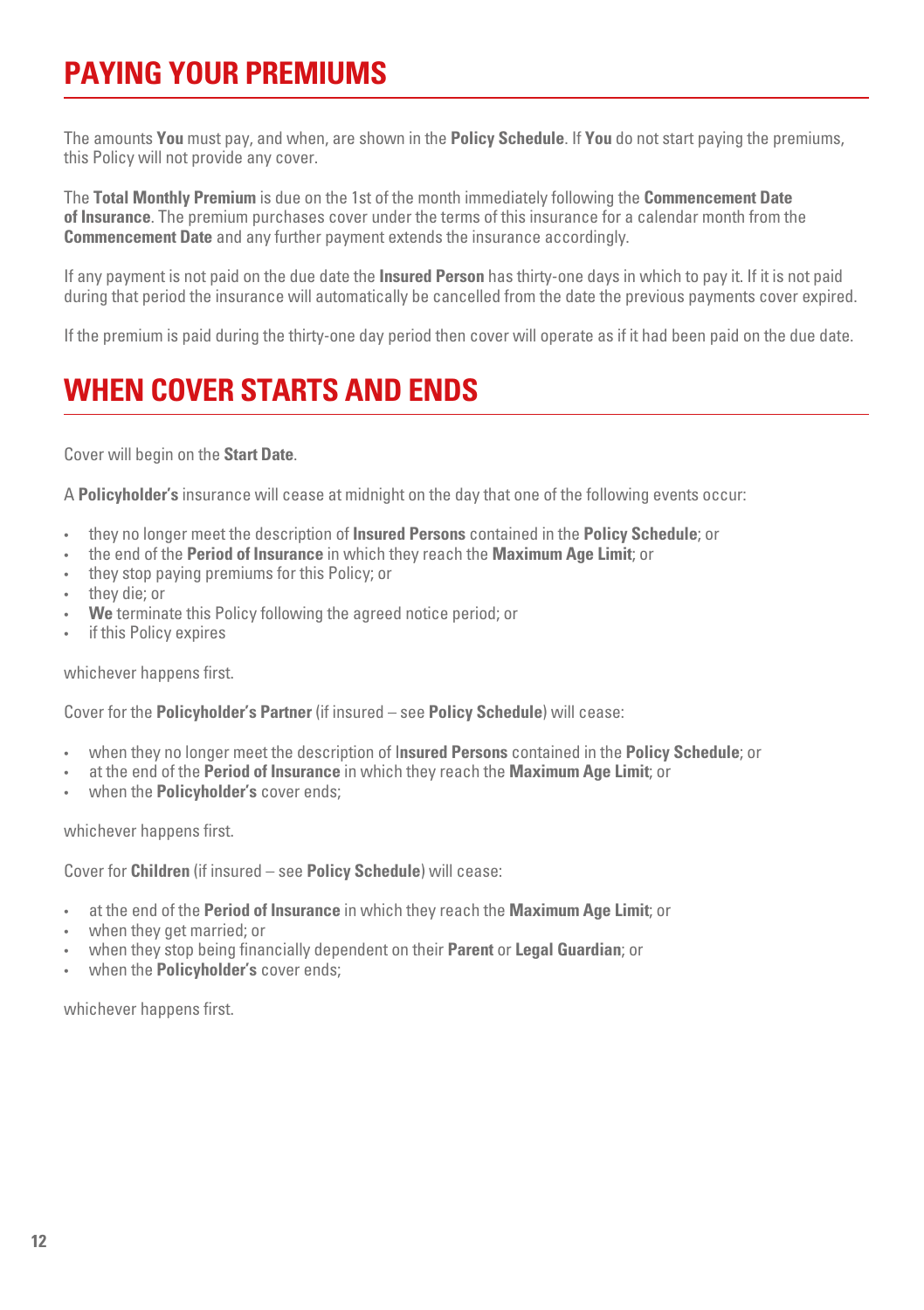# PAYING YOUR PREMIUMS

The amounts **You** must pay, and when, are shown in the **Policy Schedule**. If **You** do not start paying the premiums, this Policy will not provide any cover.

The **Total Monthly Premium** is due on the 1st of the month immediately following the **Commencement Date of Insurance**. The premium purchases cover under the terms of this insurance for a calendar month from the **Commencement Date** and any further payment extends the insurance accordingly.

If any payment is not paid on the due date the **Insured Person** has thirty-one days in which to pay it. If it is not paid during that period the insurance will automatically be cancelled from the date the previous payments cover expired.

If the premium is paid during the thirty-one day period then cover will operate as if it had been paid on the due date.

# WHEN COVER STARTS AND ENDS

Cover will begin on the **Start Date**.

A **Policyholder's** insurance will cease at midnight on the day that one of the following events occur:

- they no longer meet the description of **Insured Persons** contained in the **Policy Schedule**; or
- the end of the **Period of Insurance** in which they reach the **Maximum Age Limit**; or
- they stop paying premiums for this Policy; or
- they die; or
- **We** terminate this Policy following the agreed notice period; or
- if this Policy expires

whichever happens first.

Cover for the **Policyholder's Partner** (if insured – see **Policy Schedule**) will cease:

- when they no longer meet the description of **Insured Persons** contained in the **Policy Schedule**; or
- at the end of the **Period of Insurance** in which they reach the **Maximum Age Limit**; or
- when the **Policyholder's** cover ends;

whichever happens first.

Cover for **Children** (if insured – see **Policy Schedule**) will cease:

- at the end of the **Period of Insurance** in which they reach the **Maximum Age Limit**; or
- when they get married; or
- when they stop being financially dependent on their **Parent** or **Legal Guardian**; or
- when the **Policyholder's** cover ends;

whichever happens first.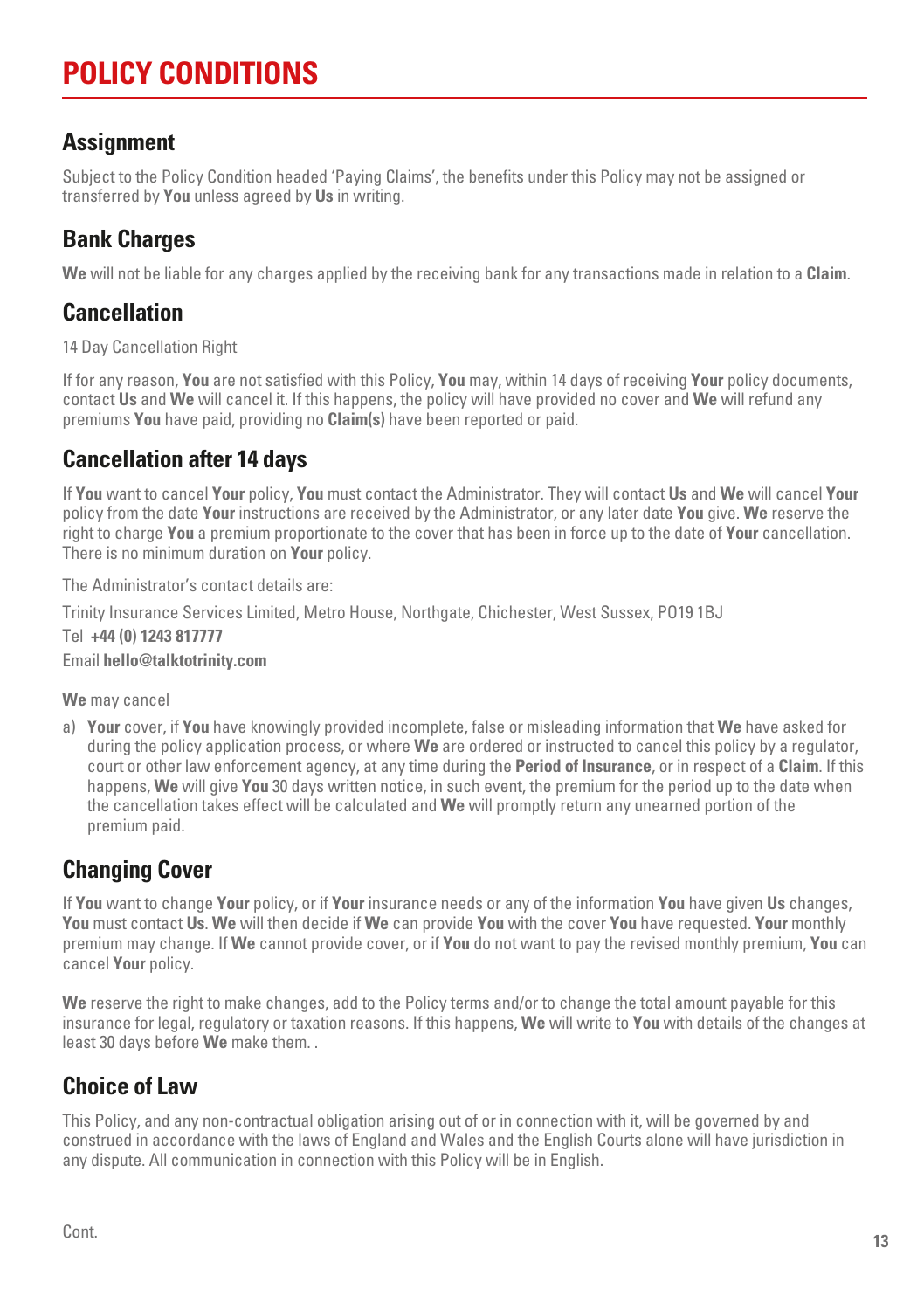# POLICY CONDITIONS

## Assignment

Subject to the Policy Condition headed 'Paying Claims', the benefits under this Policy may not be assigned or transferred by **You** unless agreed by **Us** in writing.

## Bank Charges

**We** will not be liable for any charges applied by the receiving bank for any transactions made in relation to a **Claim**.

## Cancellation

14 Day Cancellation Right

If for any reason, **You** are not satisfied with this Policy, **You** may, within 14 days of receiving **Your** policy documents, contact **Us** and **We** will cancel it. If this happens, the policy will have provided no cover and **We** will refund any premiums **You** have paid, providing no **Claim(s)** have been reported or paid.

## Cancellation after 14 days

If **You** want to cancel **Your** policy, **You** must contact the Administrator. They will contact **Us** and **We** will cancel **Your** policy from the date **Your** instructions are received by the Administrator, or any later date **You** give. **We** reserve the right to charge **You** a premium proportionate to the cover that has been in force up to the date of **Your** cancellation. There is no minimum duration on **Your** policy.

The Administrator's contact details are:

Trinity Insurance Services Limited, Metro House, Northgate, Chichester, West Sussex, PO19 1BJ
Tel **+44 (0) 1243 817777**
Email **hello@talktotrinity.com**

**We** may cancel

a) **Your** cover, if **You** have knowingly provided incomplete, false or misleading information that **We** have asked for during the policy application process, or where **We** are ordered or instructed to cancel this policy by a regulator, court or other law enforcement agency, at any time during the **Period of Insurance**, or in respect of a **Claim**. If this happens, **We** will give **You** 30 days written notice, in such event, the premium for the period up to the date when the cancellation takes effect will be calculated and **We** will promptly return any unearned portion of the premium paid.

## Changing Cover

If **You** want to change **Your** policy, or if **Your** insurance needs or any of the information **You** have given **Us** changes, **You** must contact **Us**. **We** will then decide if **We** can provide **You** with the cover **You** have requested. **Your** monthly premium may change. If **We** cannot provide cover, or if **You** do not want to pay the revised monthly premium, **You** can cancel **Your** policy.

**We** reserve the right to make changes, add to the Policy terms and/or to change the total amount payable for this insurance for legal, regulatory or taxation reasons. If this happens, **We** will write to **You** with details of the changes at least 30 days before **We** make them. .

## Choice of Law

This Policy, and any non-contractual obligation arising out of or in connection with it, will be governed by and construed in accordance with the laws of England and Wales and the English Courts alone will have jurisdiction in any dispute. All communication in connection with this Policy will be in English.

Cont.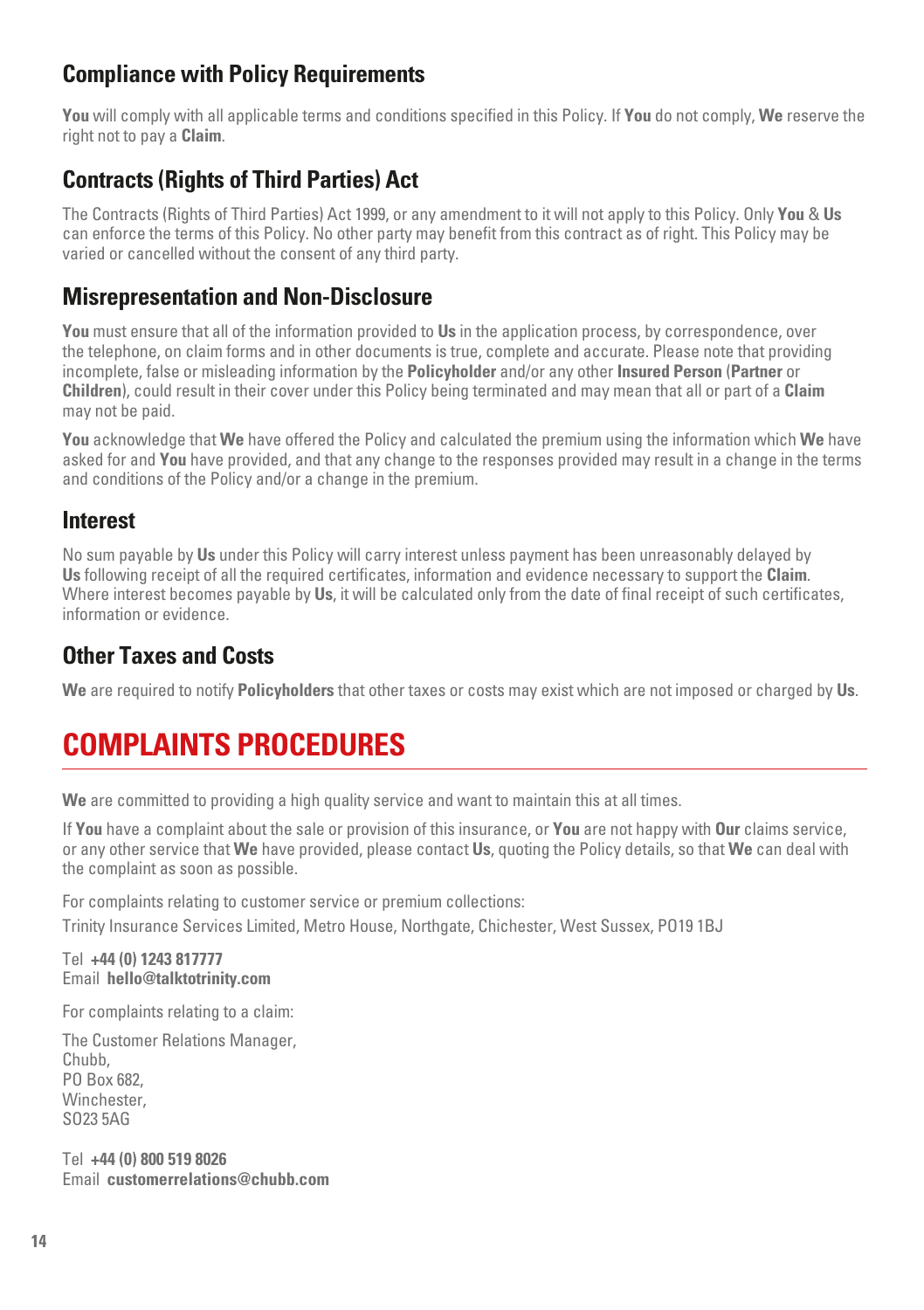## Compliance with Policy Requirements

**You** will comply with all applicable terms and conditions specified in this Policy. If **You** do not comply, **We** reserve the right not to pay a **Claim**.

## Contracts (Rights of Third Parties) Act

The Contracts (Rights of Third Parties) Act 1999, or any amendment to it will not apply to this Policy. Only **You** & **Us** can enforce the terms of this Policy. No other party may benefit from this contract as of right. This Policy may be varied or cancelled without the consent of any third party.

## Misrepresentation and Non-Disclosure

**You** must ensure that all of the information provided to **Us** in the application process, by correspondence, over the telephone, on claim forms and in other documents is true, complete and accurate. Please note that providing incomplete, false or misleading information by the **Policyholder** and/or any other **Insured Person** (**Partner** or **Children**), could result in their cover under this Policy being terminated and may mean that all or part of a **Claim** may not be paid.

**You** acknowledge that **We** have offered the Policy and calculated the premium using the information which **We** have asked for and **You** have provided, and that any change to the responses provided may result in a change in the terms and conditions of the Policy and/or a change in the premium.

## Interest

No sum payable by **Us** under this Policy will carry interest unless payment has been unreasonably delayed by **Us** following receipt of all the required certificates, information and evidence necessary to support the **Claim**. Where interest becomes payable by **Us**, it will be calculated only from the date of final receipt of such certificates, information or evidence.

## Other Taxes and Costs

**We** are required to notify **Policyholders** that other taxes or costs may exist which are not imposed or charged by **Us**.

# COMPLAINTS PROCEDURES

**We** are committed to providing a high quality service and want to maintain this at all times.

If **You** have a complaint about the sale or provision of this insurance, or **You** are not happy with **Our** claims service, or any other service that **We** have provided, please contact **Us**, quoting the Policy details, so that **We** can deal with the complaint as soon as possible.

For complaints relating to customer service or premium collections:

Trinity Insurance Services Limited, Metro House, Northgate, Chichester, West Sussex, PO19 1BJ

Tel **+44 (0) 1243 817777**
Email **hello@talktotrinity.com**

For complaints relating to a claim:

The Customer Relations Manager,
Chubb,
PO Box 682,
Winchester,
SO23 5AG

Tel **+44 (0) 800 519 8026**
Email **customerrelations@chubb.com**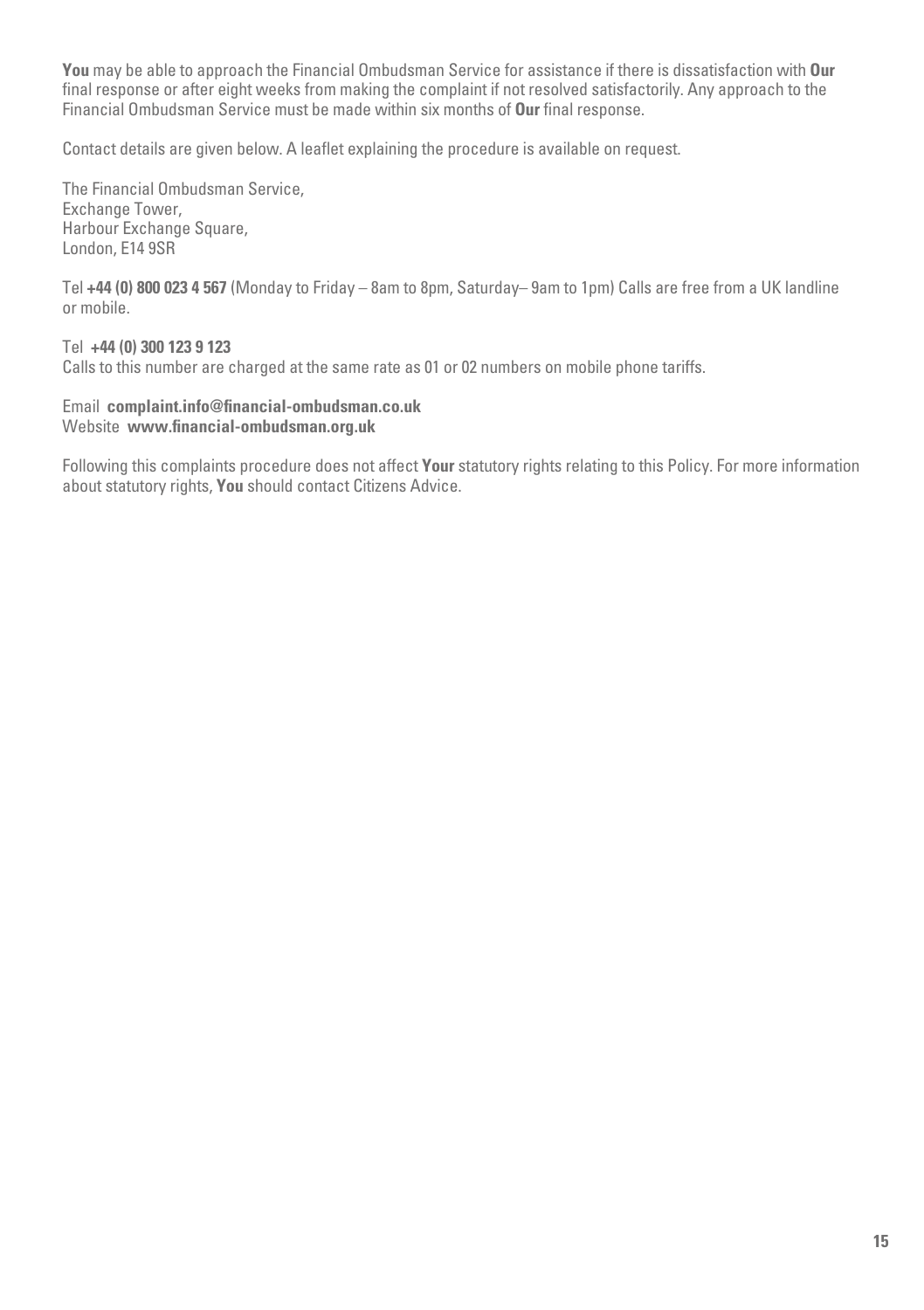**You** may be able to approach the Financial Ombudsman Service for assistance if there is dissatisfaction with **Our** final response or after eight weeks from making the complaint if not resolved satisfactorily. Any approach to the Financial Ombudsman Service must be made within six months of **Our** final response.

Contact details are given below. A leaflet explaining the procedure is available on request.

The Financial Ombudsman Service,
Exchange Tower,
Harbour Exchange Square,
London, E14 9SR

Tel **+44 (0) 800 023 4 567** (Monday to Friday – 8am to 8pm, Saturday– 9am to 1pm) Calls are free from a UK landline or mobile.

Tel **+44 (0) 300 123 9 123**
Calls to this number are charged at the same rate as 01 or 02 numbers on mobile phone tariffs.

Email **complaint.info@financial-ombudsman.co.uk**
Website **www.financial-ombudsman.org.uk**

Following this complaints procedure does not affect **Your** statutory rights relating to this Policy. For more information about statutory rights, **You** should contact Citizens Advice.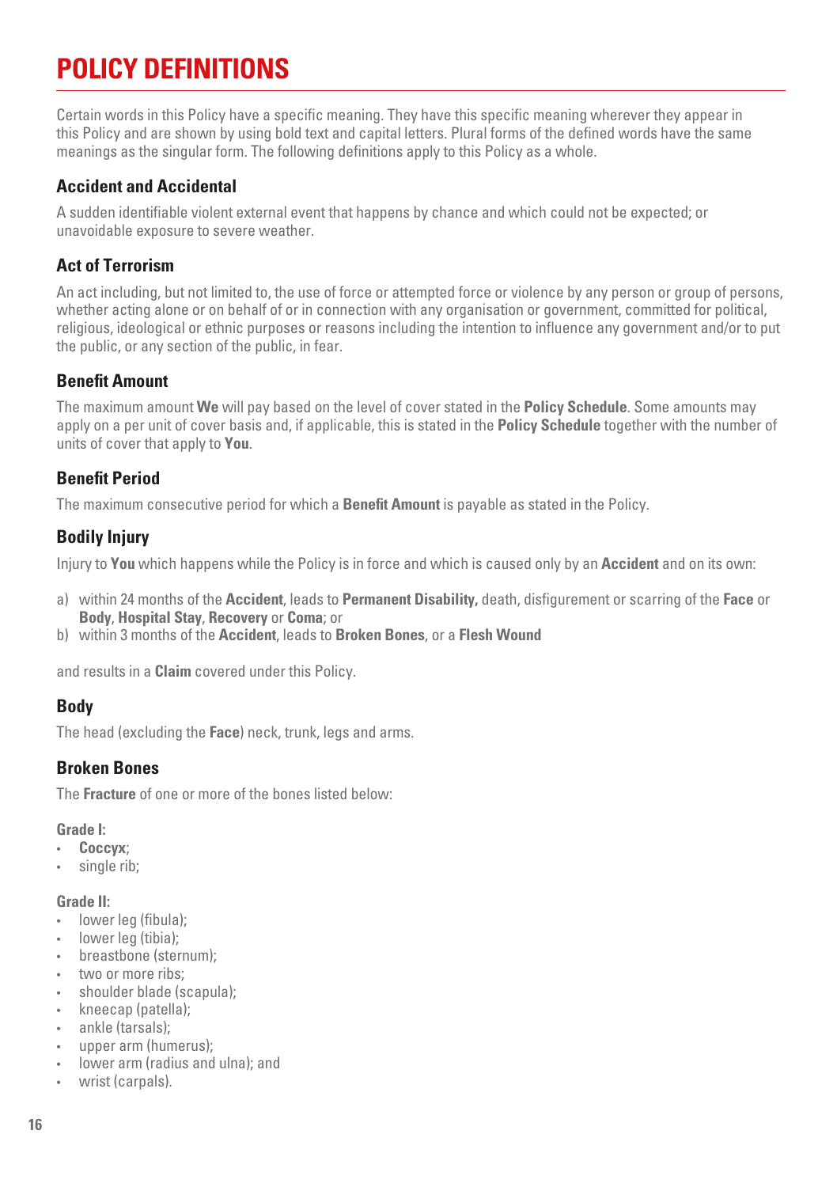# POLICY DEFINITIONS

Certain words in this Policy have a specific meaning. They have this specific meaning wherever they appear in this Policy and are shown by using bold text and capital letters. Plural forms of the defined words have the same meanings as the singular form. The following definitions apply to this Policy as a whole.

### Accident and Accidental

A sudden identifiable violent external event that happens by chance and which could not be expected; or unavoidable exposure to severe weather.

### Act of Terrorism

An act including, but not limited to, the use of force or attempted force or violence by any person or group of persons, whether acting alone or on behalf of or in connection with any organisation or government, committed for political, religious, ideological or ethnic purposes or reasons including the intention to influence any government and/or to put the public, or any section of the public, in fear.

### Benefit Amount

The maximum amount **We** will pay based on the level of cover stated in the **Policy Schedule**. Some amounts may apply on a per unit of cover basis and, if applicable, this is stated in the **Policy Schedule** together with the number of units of cover that apply to **You**.

### Benefit Period

The maximum consecutive period for which a **Benefit Amount** is payable as stated in the Policy.

### Bodily Injury

Injury to **You** which happens while the Policy is in force and which is caused only by an **Accident** and on its own:

a) within 24 months of the **Accident**, leads to **Permanent Disability,** death, disfigurement or scarring of the **Face** or **Body**, **Hospital Stay**, **Recovery** or **Coma**; or
b) within 3 months of the **Accident**, leads to **Broken Bones**, or a **Flesh Wound**

and results in a **Claim** covered under this Policy.

### Body

The head (excluding the **Face**) neck, trunk, legs and arms.

### Broken Bones

The **Fracture** of one or more of the bones listed below:

**Grade I:**

- **Coccyx**;
- single rib;

**Grade II:**

- lower leg (fibula);
- lower leg (tibia);
- breastbone (sternum);
- two or more ribs;
- shoulder blade (scapula);
- kneecap (patella);
- ankle (tarsals);
- upper arm (humerus);
- lower arm (radius and ulna); and
- wrist (carpals).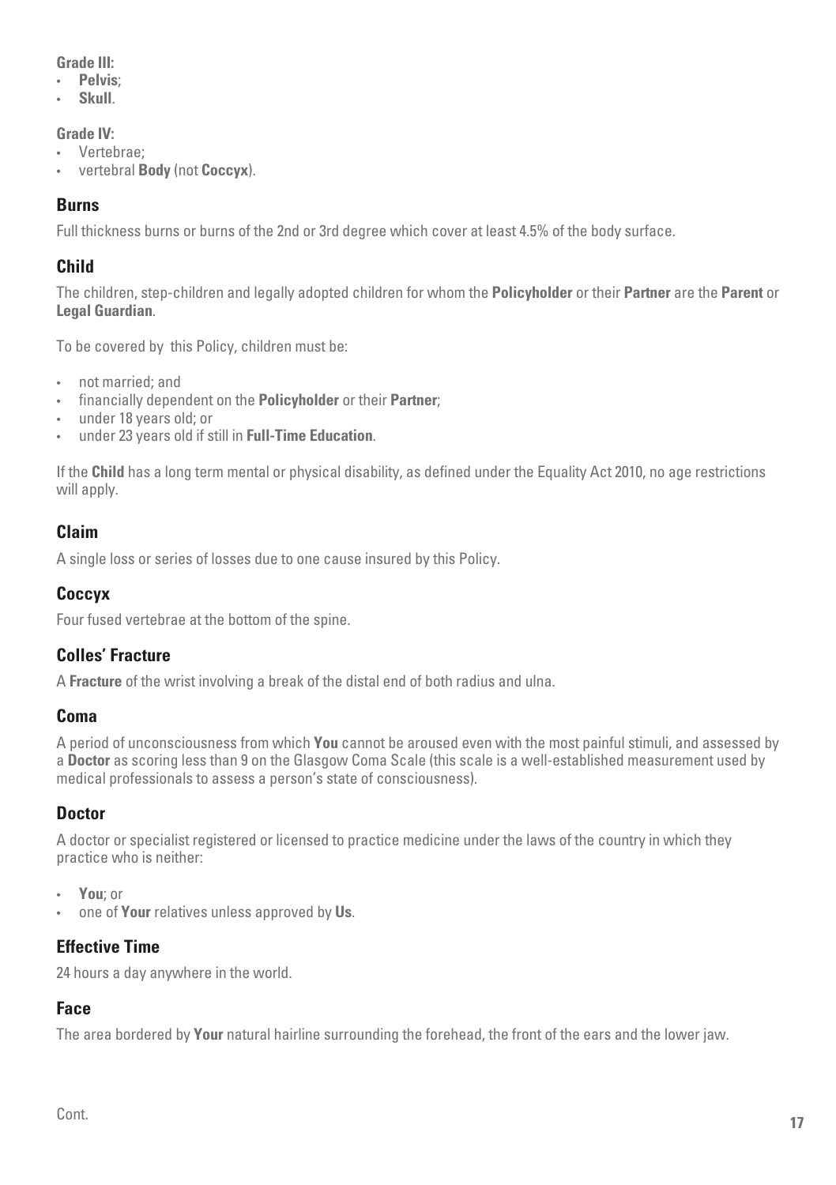**Grade III:**

- **Pelvis**;
- **Skull**.

**Grade IV:**

- Vertebrae;
- vertebral **Body** (not **Coccyx**).

## Burns

Full thickness burns or burns of the 2nd or 3rd degree which cover at least 4.5% of the body surface.

## Child

The children, step-children and legally adopted children for whom the **Policyholder** or their **Partner** are the **Parent** or **Legal Guardian**.

To be covered by this Policy, children must be:

- not married; and
- financially dependent on the **Policyholder** or their **Partner**;
- under 18 years old; or
- under 23 years old if still in **Full-Time Education**.

If the **Child** has a long term mental or physical disability, as defined under the Equality Act 2010, no age restrictions will apply.

## Claim

A single loss or series of losses due to one cause insured by this Policy.

## Coccyx

Four fused vertebrae at the bottom of the spine.

## Colles' Fracture

A **Fracture** of the wrist involving a break of the distal end of both radius and ulna.

## Coma

A period of unconsciousness from which **You** cannot be aroused even with the most painful stimuli, and assessed by a **Doctor** as scoring less than 9 on the Glasgow Coma Scale (this scale is a well-established measurement used by medical professionals to assess a person's state of consciousness).

## Doctor

A doctor or specialist registered or licensed to practice medicine under the laws of the country in which they practice who is neither:

- **You**; or
- one of **Your** relatives unless approved by **Us**.

## Effective Time

24 hours a day anywhere in the world.

## Face

The area bordered by **Your** natural hairline surrounding the forehead, the front of the ears and the lower jaw.

Cont.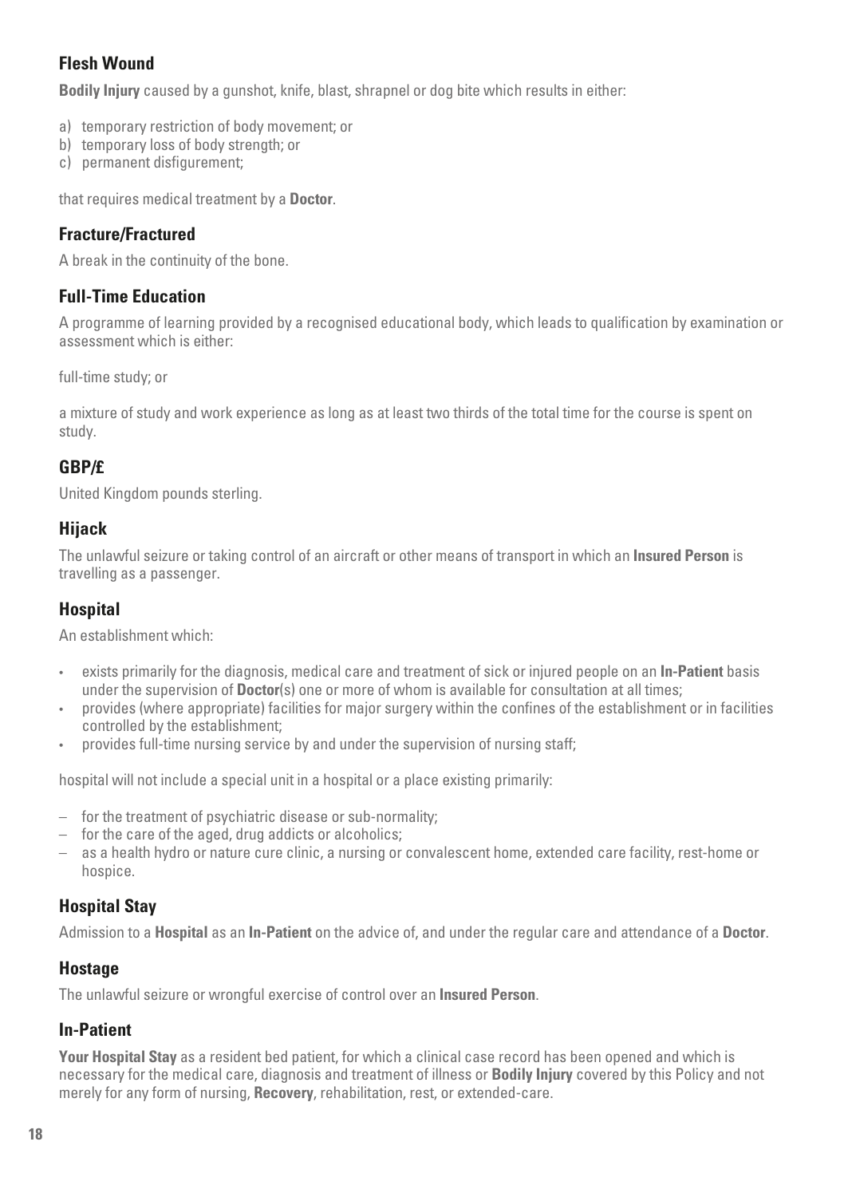### Flesh Wound

**Bodily Injury** caused by a gunshot, knife, blast, shrapnel or dog bite which results in either:

a) temporary restriction of body movement; or
b) temporary loss of body strength; or
c) permanent disfigurement;

that requires medical treatment by a **Doctor**.

### Fracture/Fractured

A break in the continuity of the bone.

### Full-Time Education

A programme of learning provided by a recognised educational body, which leads to qualification by examination or assessment which is either:

full-time study; or

a mixture of study and work experience as long as at least two thirds of the total time for the course is spent on study.

### GBP/£

United Kingdom pounds sterling.

### Hijack

The unlawful seizure or taking control of an aircraft or other means of transport in which an **Insured Person** is travelling as a passenger.

### Hospital

An establishment which:

- exists primarily for the diagnosis, medical care and treatment of sick or injured people on an **In-Patient** basis under the supervision of **Doctor**(s) one or more of whom is available for consultation at all times;
- provides (where appropriate) facilities for major surgery within the confines of the establishment or in facilities controlled by the establishment;
- provides full-time nursing service by and under the supervision of nursing staff;

hospital will not include a special unit in a hospital or a place existing primarily:

- for the treatment of psychiatric disease or sub-normality;
- for the care of the aged, drug addicts or alcoholics;
- as a health hydro or nature cure clinic, a nursing or convalescent home, extended care facility, rest-home or hospice.

### Hospital Stay

Admission to a **Hospital** as an **In-Patient** on the advice of, and under the regular care and attendance of a **Doctor**.

### Hostage

The unlawful seizure or wrongful exercise of control over an **Insured Person**.

### In-Patient

**Your Hospital Stay** as a resident bed patient, for which a clinical case record has been opened and which is necessary for the medical care, diagnosis and treatment of illness or **Bodily Injury** covered by this Policy and not merely for any form of nursing, **Recovery**, rehabilitation, rest, or extended-care.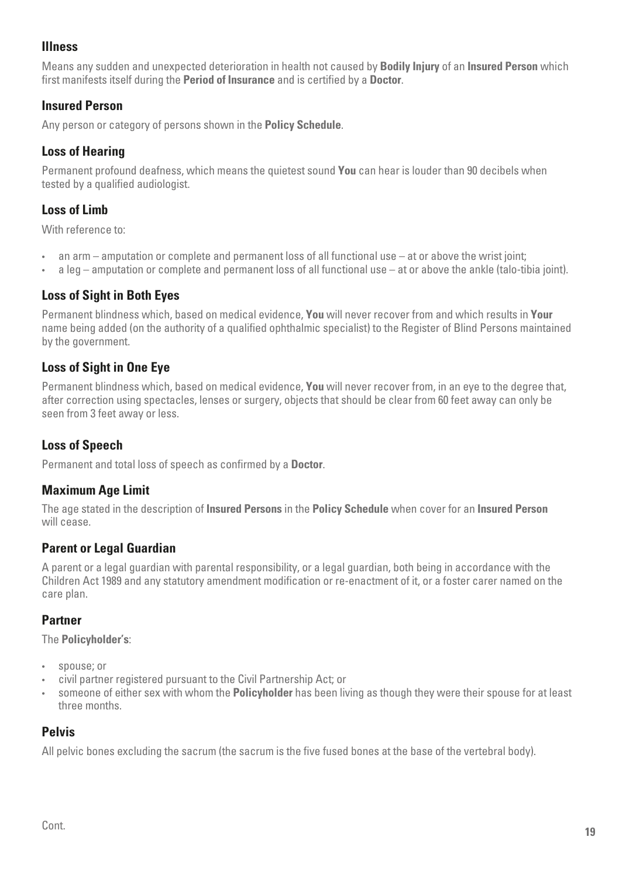### Illness

Means any sudden and unexpected deterioration in health not caused by **Bodily Injury** of an **Insured Person** which first manifests itself during the **Period of Insurance** and is certified by a **Doctor**.

### Insured Person

Any person or category of persons shown in the **Policy Schedule**.

### Loss of Hearing

Permanent profound deafness, which means the quietest sound **You** can hear is louder than 90 decibels when tested by a qualified audiologist.

### Loss of Limb

With reference to:

- an arm – amputation or complete and permanent loss of all functional use – at or above the wrist joint;
- a leg – amputation or complete and permanent loss of all functional use – at or above the ankle (talo-tibia joint).

### Loss of Sight in Both Eyes

Permanent blindness which, based on medical evidence, **You** will never recover from and which results in **Your** name being added (on the authority of a qualified ophthalmic specialist) to the Register of Blind Persons maintained by the government.

### Loss of Sight in One Eye

Permanent blindness which, based on medical evidence, **You** will never recover from, in an eye to the degree that, after correction using spectacles, lenses or surgery, objects that should be clear from 60 feet away can only be seen from 3 feet away or less.

### Loss of Speech

Permanent and total loss of speech as confirmed by a **Doctor**.

### Maximum Age Limit

The age stated in the description of **Insured Persons** in the **Policy Schedule** when cover for an **Insured Person** will cease.

### Parent or Legal Guardian

A parent or a legal guardian with parental responsibility, or a legal guardian, both being in accordance with the Children Act 1989 and any statutory amendment modification or re-enactment of it, or a foster carer named on the care plan.

### Partner

The **Policyholder's**:

- spouse; or
- civil partner registered pursuant to the Civil Partnership Act; or
- someone of either sex with whom the **Policyholder** has been living as though they were their spouse for at least three months.

### Pelvis

All pelvic bones excluding the sacrum (the sacrum is the five fused bones at the base of the vertebral body).

Cont.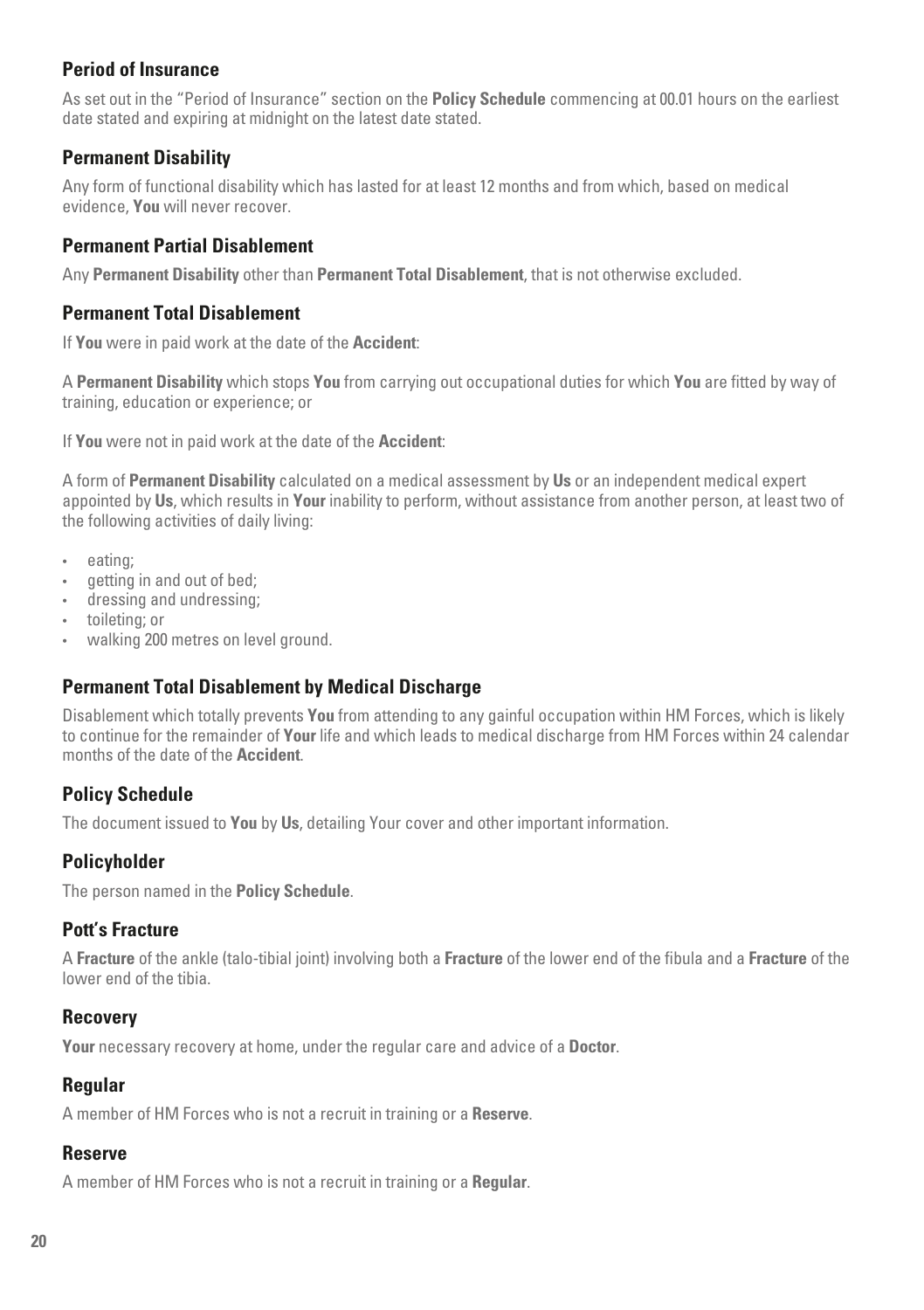### Period of Insurance

As set out in the "Period of Insurance" section on the **Policy Schedule** commencing at 00.01 hours on the earliest date stated and expiring at midnight on the latest date stated.

### Permanent Disability

Any form of functional disability which has lasted for at least 12 months and from which, based on medical evidence, **You** will never recover.

### Permanent Partial Disablement

Any **Permanent Disability** other than **Permanent Total Disablement**, that is not otherwise excluded.

### Permanent Total Disablement

If **You** were in paid work at the date of the **Accident**:

A **Permanent Disability** which stops **You** from carrying out occupational duties for which **You** are fitted by way of training, education or experience; or

If **You** were not in paid work at the date of the **Accident**:

A form of **Permanent Disability** calculated on a medical assessment by **Us** or an independent medical expert appointed by **Us**, which results in **Your** inability to perform, without assistance from another person, at least two of the following activities of daily living:

- eating;
- getting in and out of bed;
- dressing and undressing;
- toileting; or
- walking 200 metres on level ground.

### Permanent Total Disablement by Medical Discharge

Disablement which totally prevents **You** from attending to any gainful occupation within HM Forces, which is likely to continue for the remainder of **Your** life and which leads to medical discharge from HM Forces within 24 calendar months of the date of the **Accident**.

### Policy Schedule

The document issued to **You** by **Us**, detailing Your cover and other important information.

### Policyholder

The person named in the **Policy Schedule**.

### Pott's Fracture

A **Fracture** of the ankle (talo-tibial joint) involving both a **Fracture** of the lower end of the fibula and a **Fracture** of the lower end of the tibia.

### Recovery

**Your** necessary recovery at home, under the regular care and advice of a **Doctor**.

### Regular

A member of HM Forces who is not a recruit in training or a **Reserve**.

### Reserve

A member of HM Forces who is not a recruit in training or a **Regular**.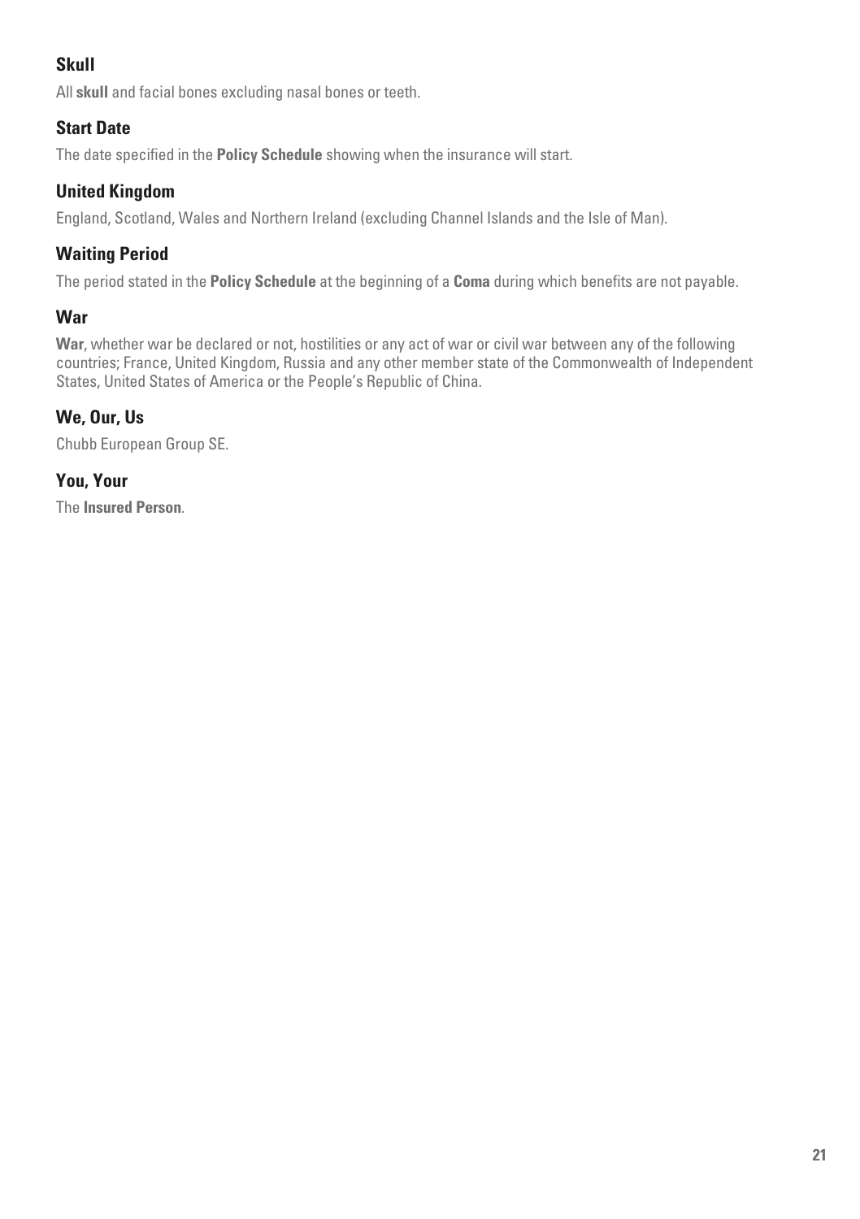### Skull

All **skull** and facial bones excluding nasal bones or teeth.

### Start Date

The date specified in the **Policy Schedule** showing when the insurance will start.

### United Kingdom

England, Scotland, Wales and Northern Ireland (excluding Channel Islands and the Isle of Man).

### Waiting Period

The period stated in the **Policy Schedule** at the beginning of a **Coma** during which benefits are not payable.

### War

**War**, whether war be declared or not, hostilities or any act of war or civil war between any of the following countries; France, United Kingdom, Russia and any other member state of the Commonwealth of Independent States, United States of America or the People's Republic of China.

### We, Our, Us

Chubb European Group SE.

### You, Your

The **Insured Person**.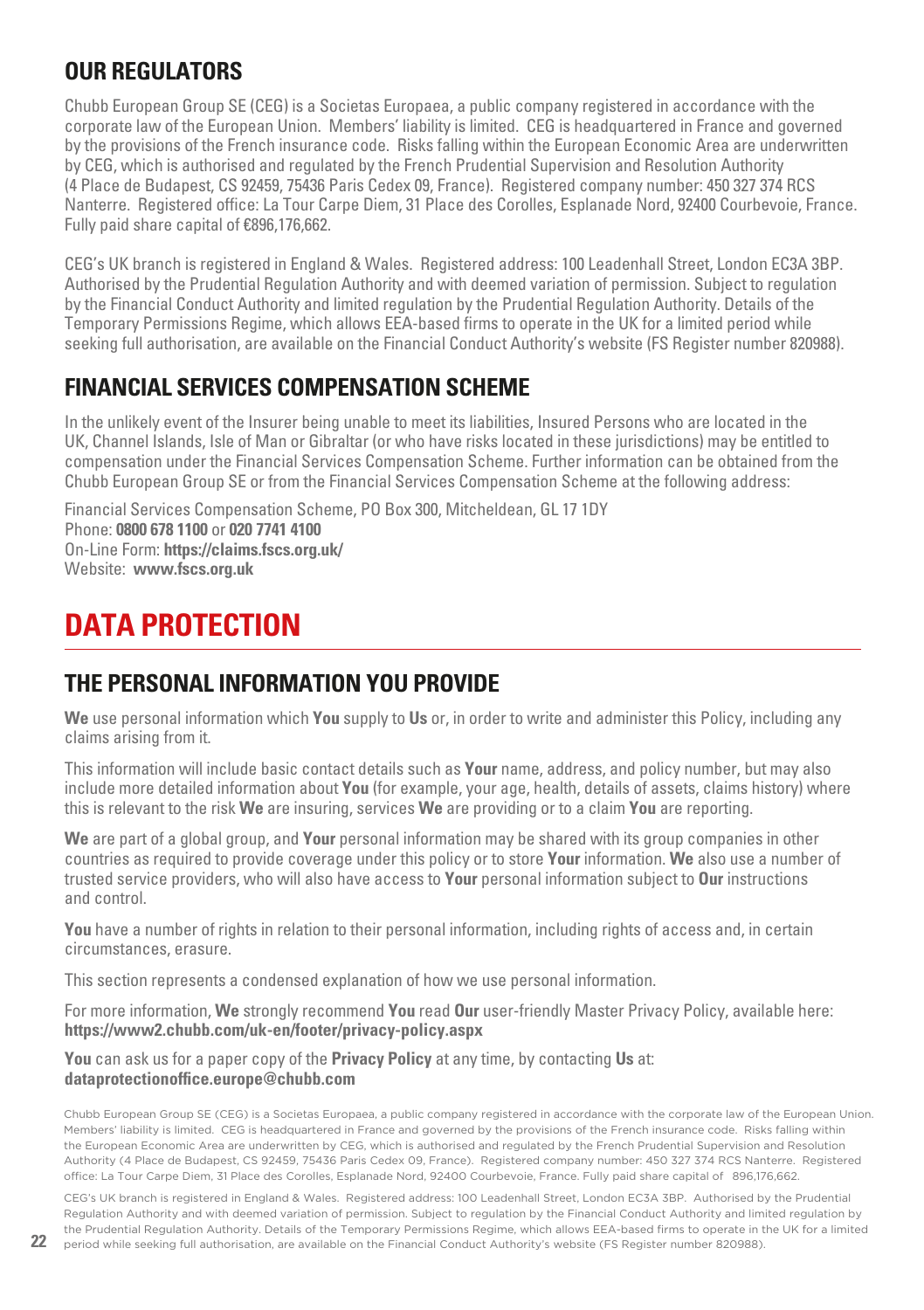## OUR REGULATORS

Chubb European Group SE (CEG) is a Societas Europaea, a public company registered in accordance with the corporate law of the European Union. Members' liability is limited. CEG is headquartered in France and governed by the provisions of the French insurance code. Risks falling within the European Economic Area are underwritten by CEG, which is authorised and regulated by the French Prudential Supervision and Resolution Authority (4 Place de Budapest, CS 92459, 75436 Paris Cedex 09, France). Registered company number: 450 327 374 RCS Nanterre. Registered office: La Tour Carpe Diem, 31 Place des Corolles, Esplanade Nord, 92400 Courbevoie, France. Fully paid share capital of €896,176,662.

CEG's UK branch is registered in England & Wales. Registered address: 100 Leadenhall Street, London EC3A 3BP. Authorised by the Prudential Regulation Authority and with deemed variation of permission. Subject to regulation by the Financial Conduct Authority and limited regulation by the Prudential Regulation Authority. Details of the Temporary Permissions Regime, which allows EEA-based firms to operate in the UK for a limited period while seeking full authorisation, are available on the Financial Conduct Authority's website (FS Register number 820988).

## FINANCIAL SERVICES COMPENSATION SCHEME

In the unlikely event of the Insurer being unable to meet its liabilities, Insured Persons who are located in the UK, Channel Islands, Isle of Man or Gibraltar (or who have risks located in these jurisdictions) may be entitled to compensation under the Financial Services Compensation Scheme. Further information can be obtained from the Chubb European Group SE or from the Financial Services Compensation Scheme at the following address:

Financial Services Compensation Scheme, PO Box 300, Mitcheldean, GL 17 1DY
Phone: **0800 678 1100** or **020 7741 4100**
On-Line Form: **https://claims.fscs.org.uk/**
Website: **www.fscs.org.uk**

# DATA PROTECTION

## THE PERSONAL INFORMATION YOU PROVIDE

**We** use personal information which **You** supply to **Us** or, in order to write and administer this Policy, including any claims arising from it.

This information will include basic contact details such as **Your** name, address, and policy number, but may also include more detailed information about **You** (for example, your age, health, details of assets, claims history) where this is relevant to the risk **We** are insuring, services **We** are providing or to a claim **You** are reporting.

**We** are part of a global group, and **Your** personal information may be shared with its group companies in other countries as required to provide coverage under this policy or to store **Your** information. **We** also use a number of trusted service providers, who will also have access to **Your** personal information subject to **Our** instructions and control.

**You** have a number of rights in relation to their personal information, including rights of access and, in certain circumstances, erasure.

This section represents a condensed explanation of how we use personal information.

For more information, **We** strongly recommend **You** read **Our** user-friendly Master Privacy Policy, available here: **https://www2.chubb.com/uk-en/footer/privacy-policy.aspx**

**You** can ask us for a paper copy of the **Privacy Policy** at any time, by contacting **Us** at: **dataprotectionoffice.europe@chubb.com**

Chubb European Group SE (CEG) is a Societas Europaea, a public company registered in accordance with the corporate law of the European Union. Members' liability is limited. CEG is headquartered in France and governed by the provisions of the French insurance code. Risks falling within the European Economic Area are underwritten by CEG, which is authorised and regulated by the French Prudential Supervision and Resolution Authority (4 Place de Budapest, CS 92459, 75436 Paris Cedex 09, France). Registered company number: 450 327 374 RCS Nanterre. Registered office: La Tour Carpe Diem, 31 Place des Corolles, Esplanade Nord, 92400 Courbevoie, France. Fully paid share capital of 896,176,662.

CEG's UK branch is registered in England & Wales. Registered address: 100 Leadenhall Street, London EC3A 3BP. Authorised by the Prudential Regulation Authority and with deemed variation of permission. Subject to regulation by the Financial Conduct Authority and limited regulation by the Prudential Regulation Authority. Details of the Temporary Permissions Regime, which allows EEA-based firms to operate in the UK for a limited period while seeking full authorisation, are available on the Financial Conduct Authority's website (FS Register number 820988).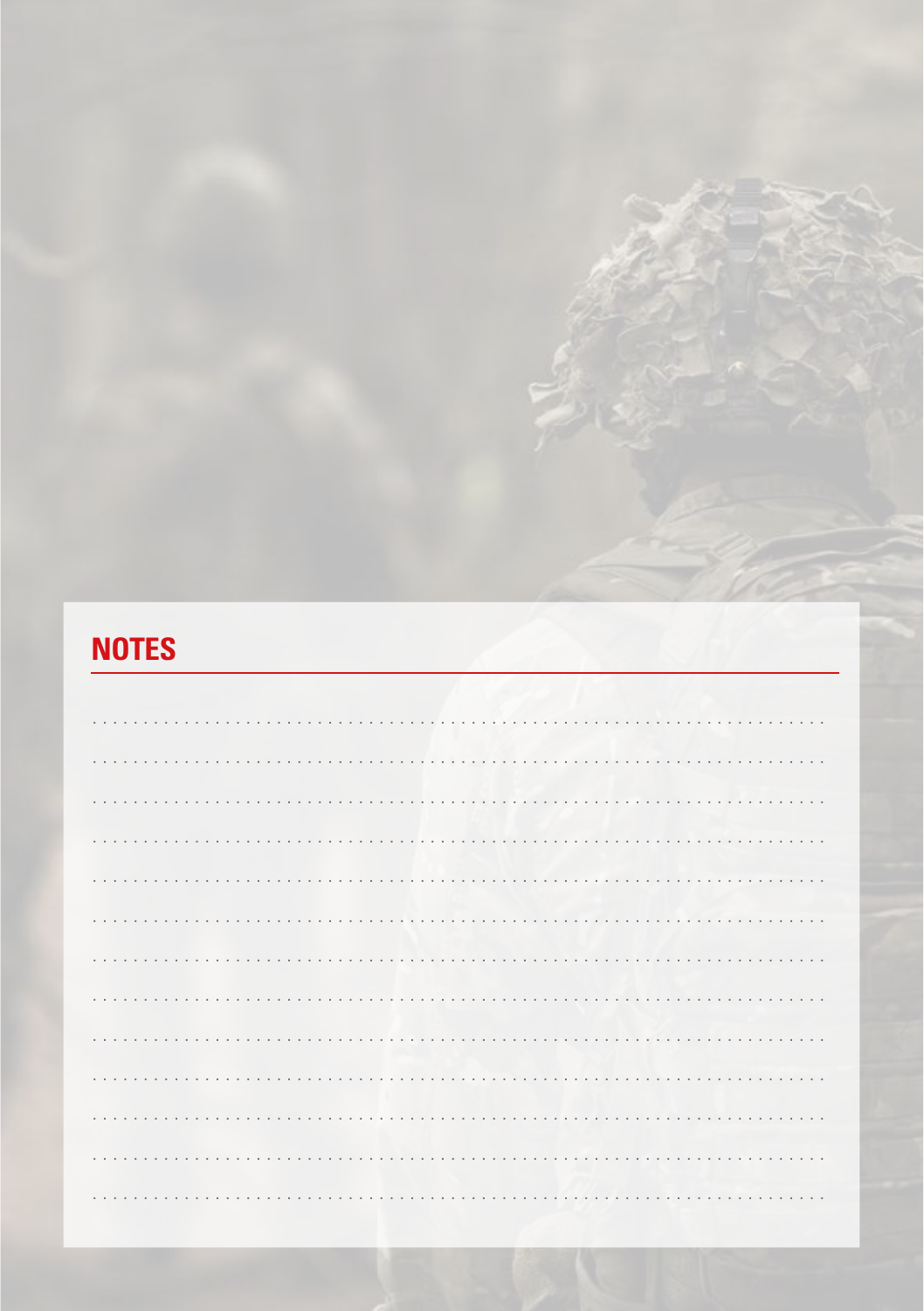## NOTES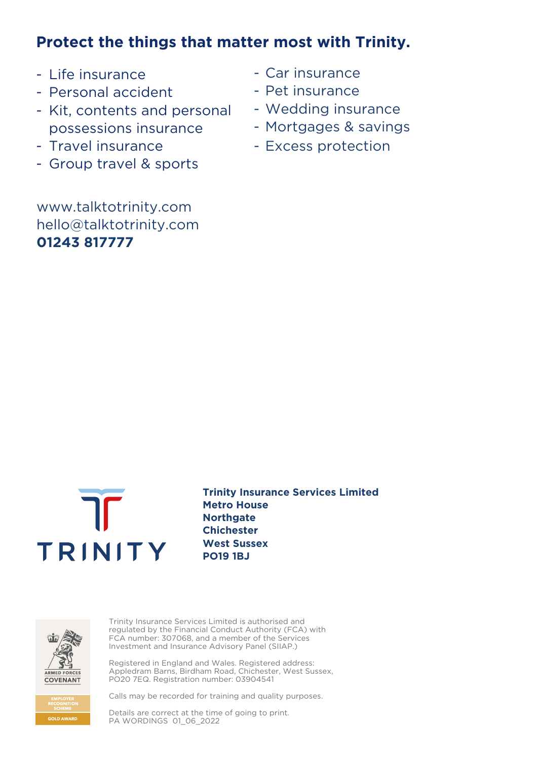## Protect the things that matter most with Trinity.

- Life insurance
- Personal accident
- Kit, contents and personal possessions insurance
- Travel insurance
- Group travel & sports
- Car insurance
- Pet insurance
- Wedding insurance
- Mortgages & savings
- Excess protection

www.talktotrinity.com
hello@talktotrinity.com
**01243 817777**

TRINITY

**Trinity Insurance Services Limited**
**Metro House**
**Northgate**
**Chichester**
**West Sussex**
**PO19 1BJ**

ARMED FORCES COVENANT
EMPLOYER RECOGNITION SCHEME
GOLD AWARD

Trinity Insurance Services Limited is authorised and regulated by the Financial Conduct Authority (FCA) with FCA number: 307068, and a member of the Services Investment and Insurance Advisory Panel (SIIAP.)

Registered in England and Wales. Registered address: Appledram Barns, Birdham Road, Chichester, West Sussex, PO20 7EQ. Registration number: 03904541

Calls may be recorded for training and quality purposes.

Details are correct at the time of going to print.
PA WORDINGS 01_06_2022